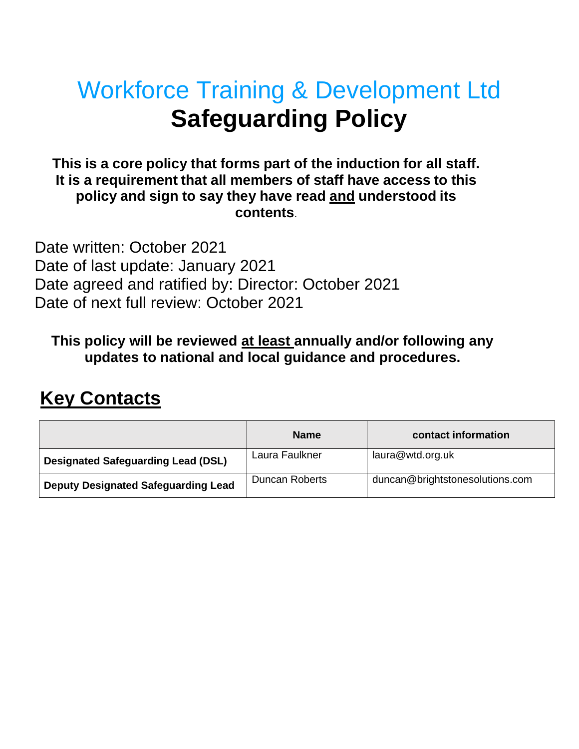# Workforce Training & Development Ltd
# Safeguarding Policy

**This is a core policy that forms part of the induction for all staff. It is a requirement that all members of staff have access to this policy and sign to say they have read <u>and</u> understood its contents.**

Date written: October 2021
Date of last update: January 2021
Date agreed and ratified by: Director: October 2021
Date of next full review: October 2021

**This policy will be reviewed <u>at least</u> annually and/or following any updates to national and local guidance and procedures.**

## Key Contacts

| | Name | contact information |
|---|---|---|
| **Designated Safeguarding Lead (DSL)** | Laura Faulkner | laura@wtd.org.uk |
| **Deputy Designated Safeguarding Lead** | Duncan Roberts | duncan@brightstonesolutions.com |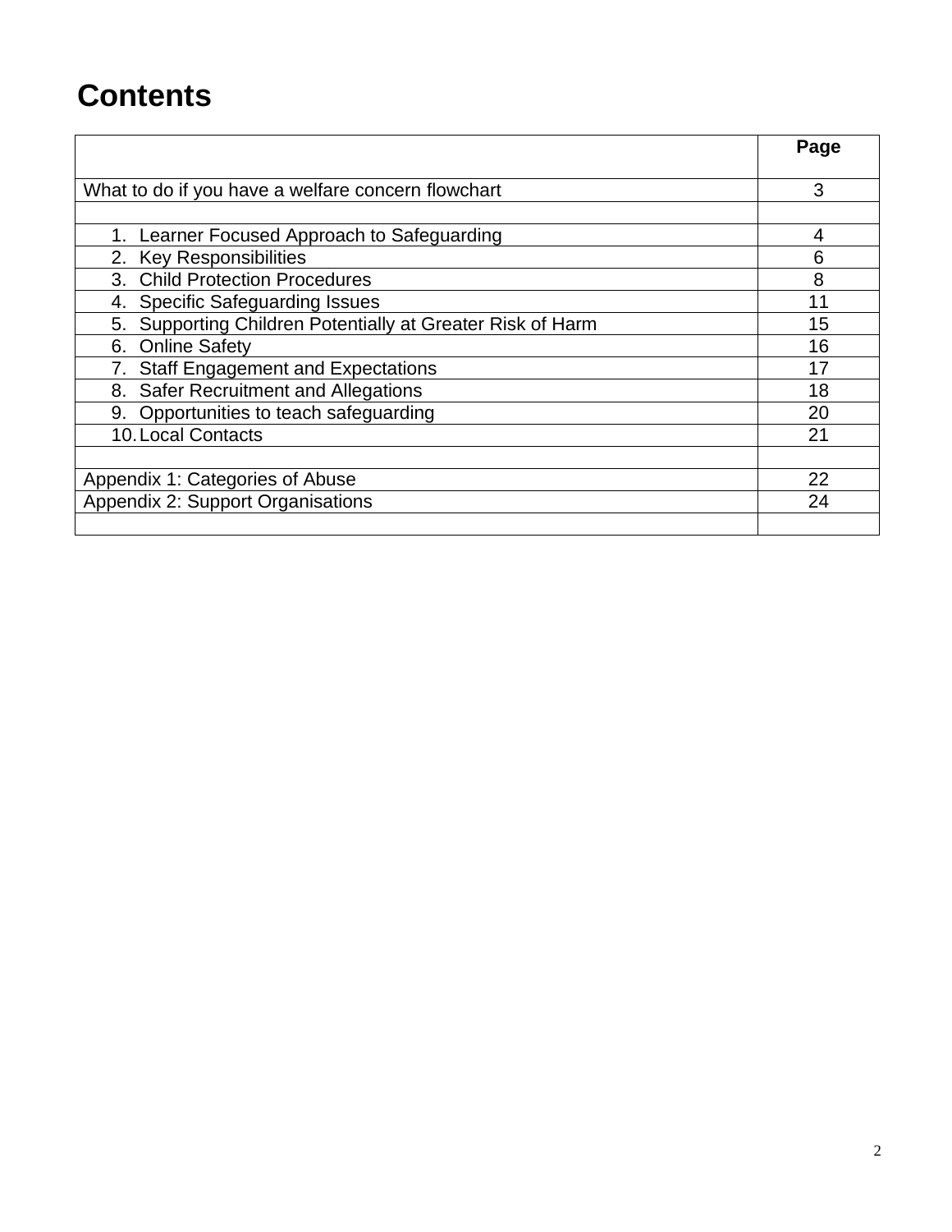# Contents

| | Page |
|---|---|
| What to do if you have a welfare concern flowchart | 3 |
| | |
| 1. Learner Focused Approach to Safeguarding | 4 |
| 2. Key Responsibilities | 6 |
| 3. Child Protection Procedures | 8 |
| 4. Specific Safeguarding Issues | 11 |
| 5. Supporting Children Potentially at Greater Risk of Harm | 15 |
| 6. Online Safety | 16 |
| 7. Staff Engagement and Expectations | 17 |
| 8. Safer Recruitment and Allegations | 18 |
| 9. Opportunities to teach safeguarding | 20 |
| 10. Local Contacts | 21 |
| | |
| Appendix 1: Categories of Abuse | 22 |
| Appendix 2: Support Organisations | 24 |
| | |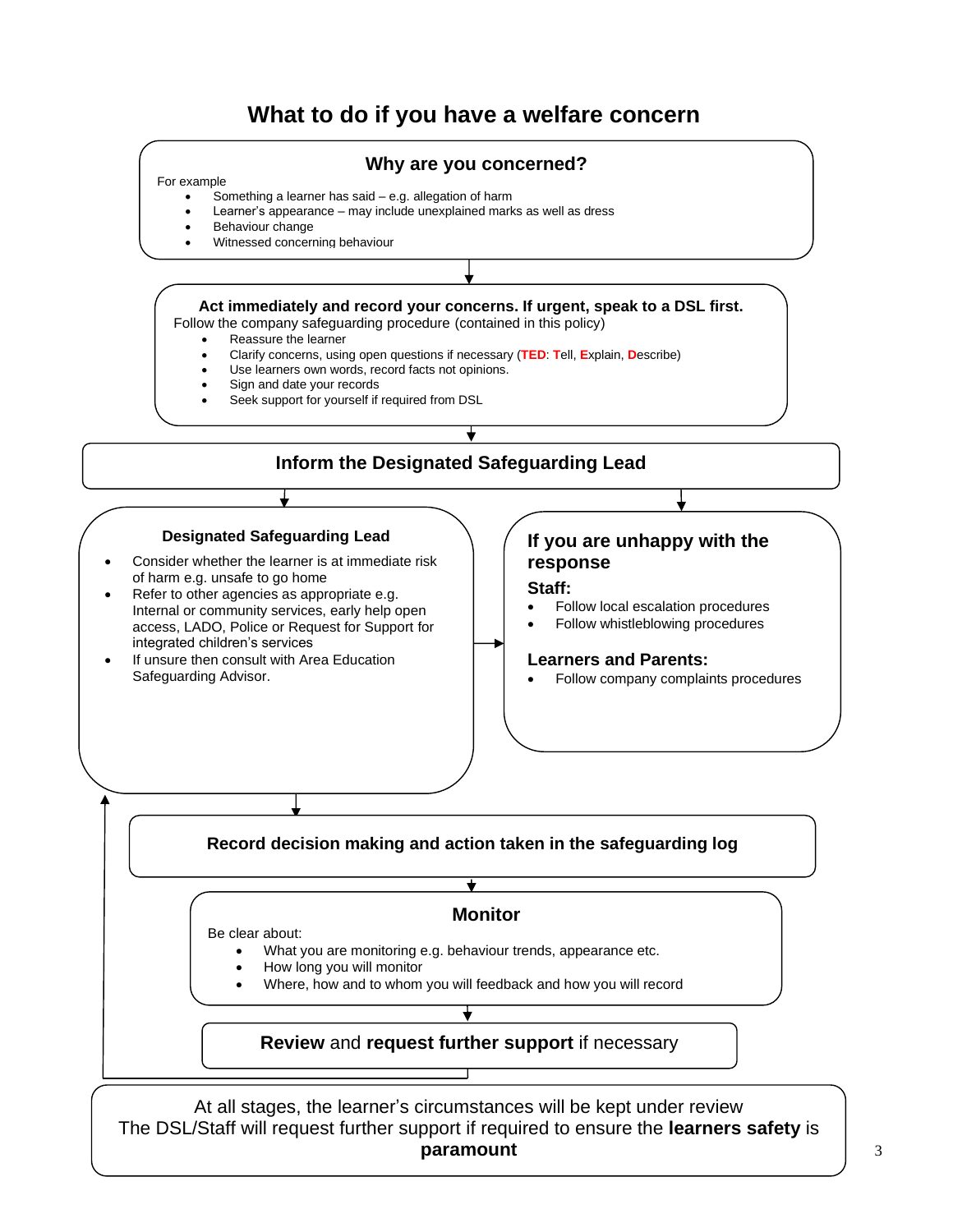# What to do if you have a welfare concern

## Why are you concerned?

For example

- Something a learner has said – e.g. allegation of harm
- Learner's appearance – may include unexplained marks as well as dress
- Behaviour change
- Witnessed concerning behaviour

**Act immediately and record your concerns. If urgent, speak to a DSL first.**

Follow the company safeguarding procedure (contained in this policy)

- Reassure the learner
- Clarify concerns, using open questions if necessary (**TED**: **T**ell, **E**xplain, **D**escribe)
- Use learners own words, record facts not opinions.
- Sign and date your records
- Seek support for yourself if required from DSL

## Inform the Designated Safeguarding Lead

### Designated Safeguarding Lead

- Consider whether the learner is at immediate risk of harm e.g. unsafe to go home
- Refer to other agencies as appropriate e.g. Internal or community services, early help open access, LADO, Police or Request for Support for integrated children's services
- If unsure then consult with Area Education Safeguarding Advisor.

### If you are unhappy with the response

**Staff:**

- Follow local escalation procedures
- Follow whistleblowing procedures

**Learners and Parents:**

- Follow company complaints procedures

## Record decision making and action taken in the safeguarding log

## Monitor

Be clear about:

- What you are monitoring e.g. behaviour trends, appearance etc.
- How long you will monitor
- Where, how and to whom you will feedback and how you will record

**Review** and **request further support** if necessary

At all stages, the learner's circumstances will be kept under review
The DSL/Staff will request further support if required to ensure the **learners safety** is **paramount**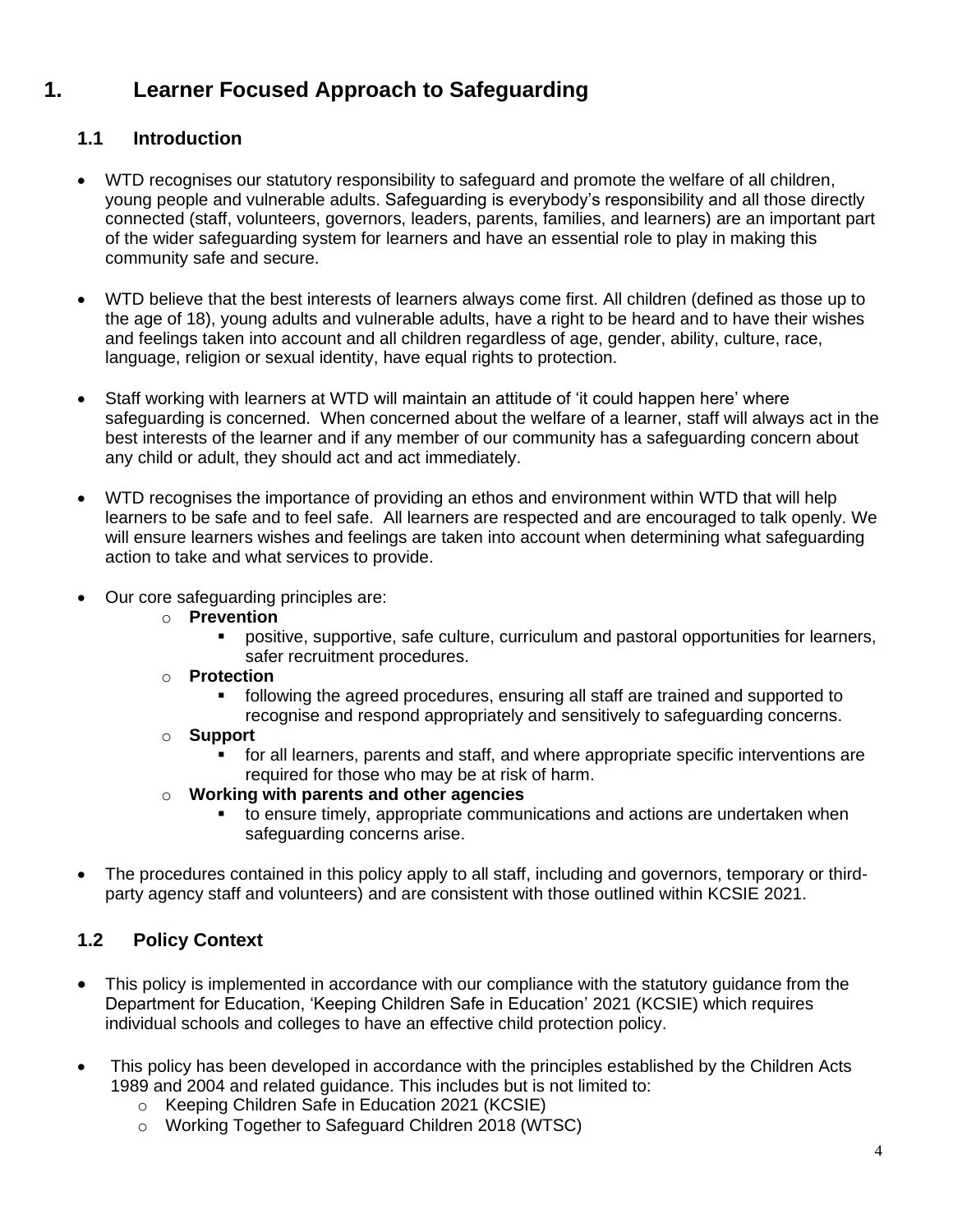# 1. Learner Focused Approach to Safeguarding

## 1.1 Introduction

- WTD recognises our statutory responsibility to safeguard and promote the welfare of all children, young people and vulnerable adults. Safeguarding is everybody's responsibility and all those directly connected (staff, volunteers, governors, leaders, parents, families, and learners) are an important part of the wider safeguarding system for learners and have an essential role to play in making this community safe and secure.

- WTD believe that the best interests of learners always come first. All children (defined as those up to the age of 18), young adults and vulnerable adults, have a right to be heard and to have their wishes and feelings taken into account and all children regardless of age, gender, ability, culture, race, language, religion or sexual identity, have equal rights to protection.

- Staff working with learners at WTD will maintain an attitude of 'it could happen here' where safeguarding is concerned. When concerned about the welfare of a learner, staff will always act in the best interests of the learner and if any member of our community has a safeguarding concern about any child or adult, they should act and act immediately.

- WTD recognises the importance of providing an ethos and environment within WTD that will help learners to be safe and to feel safe. All learners are respected and are encouraged to talk openly. We will ensure learners wishes and feelings are taken into account when determining what safeguarding action to take and what services to provide.

- Our core safeguarding principles are:
  - **Prevention**
    - positive, supportive, safe culture, curriculum and pastoral opportunities for learners, safer recruitment procedures.
  - **Protection**
    - following the agreed procedures, ensuring all staff are trained and supported to recognise and respond appropriately and sensitively to safeguarding concerns.
  - **Support**
    - for all learners, parents and staff, and where appropriate specific interventions are required for those who may be at risk of harm.
  - **Working with parents and other agencies**
    - to ensure timely, appropriate communications and actions are undertaken when safeguarding concerns arise.

- The procedures contained in this policy apply to all staff, including and governors, temporary or third-party agency staff and volunteers) and are consistent with those outlined within KCSIE 2021.

## 1.2 Policy Context

- This policy is implemented in accordance with our compliance with the statutory guidance from the Department for Education, 'Keeping Children Safe in Education' 2021 (KCSIE) which requires individual schools and colleges to have an effective child protection policy.

- This policy has been developed in accordance with the principles established by the Children Acts 1989 and 2004 and related guidance. This includes but is not limited to:
  - Keeping Children Safe in Education 2021 (KCSIE)
  - Working Together to Safeguard Children 2018 (WTSC)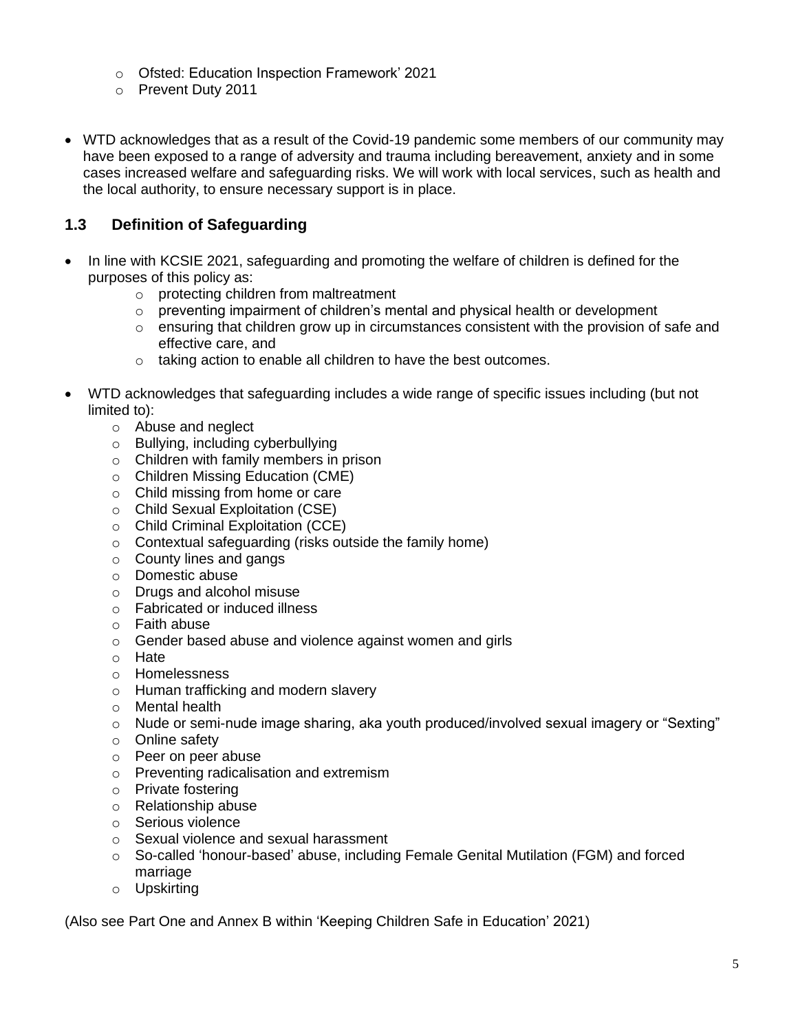- Ofsted: Education Inspection Framework' 2021
  - Prevent Duty 2011

- WTD acknowledges that as a result of the Covid-19 pandemic some members of our community may have been exposed to a range of adversity and trauma including bereavement, anxiety and in some cases increased welfare and safeguarding risks. We will work with local services, such as health and the local authority, to ensure necessary support is in place.

## 1.3 Definition of Safeguarding

- In line with KCSIE 2021, safeguarding and promoting the welfare of children is defined for the purposes of this policy as:
  - protecting children from maltreatment
  - preventing impairment of children's mental and physical health or development
  - ensuring that children grow up in circumstances consistent with the provision of safe and effective care, and
  - taking action to enable all children to have the best outcomes.

- WTD acknowledges that safeguarding includes a wide range of specific issues including (but not limited to):
  - Abuse and neglect
  - Bullying, including cyberbullying
  - Children with family members in prison
  - Children Missing Education (CME)
  - Child missing from home or care
  - Child Sexual Exploitation (CSE)
  - Child Criminal Exploitation (CCE)
  - Contextual safeguarding (risks outside the family home)
  - County lines and gangs
  - Domestic abuse
  - Drugs and alcohol misuse
  - Fabricated or induced illness
  - Faith abuse
  - Gender based abuse and violence against women and girls
  - Hate
  - Homelessness
  - Human trafficking and modern slavery
  - Mental health
  - Nude or semi-nude image sharing, aka youth produced/involved sexual imagery or "Sexting"
  - Online safety
  - Peer on peer abuse
  - Preventing radicalisation and extremism
  - Private fostering
  - Relationship abuse
  - Serious violence
  - Sexual violence and sexual harassment
  - So-called 'honour-based' abuse, including Female Genital Mutilation (FGM) and forced marriage
  - Upskirting

(Also see Part One and Annex B within 'Keeping Children Safe in Education' 2021)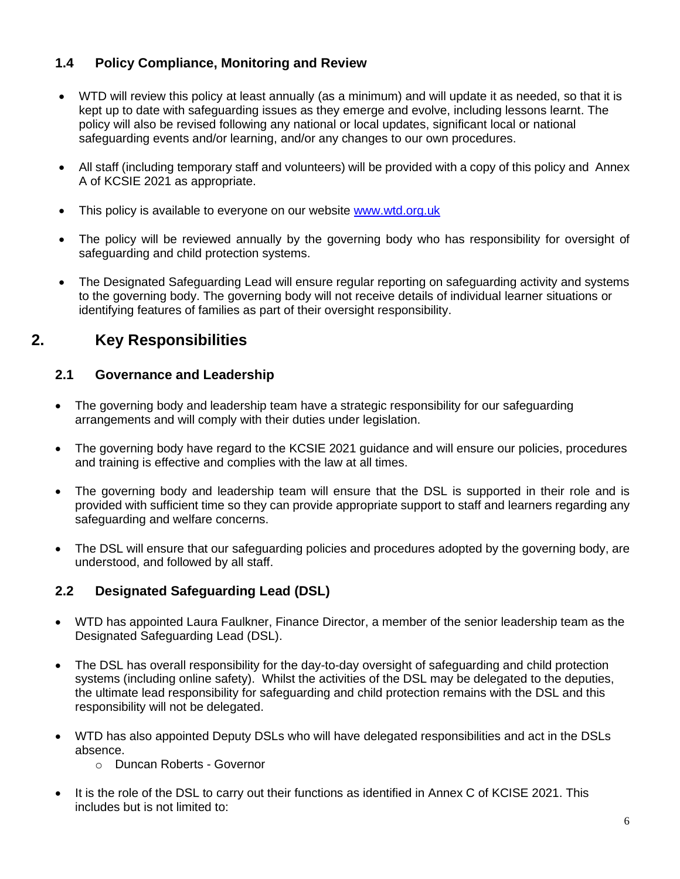### 1.4 Policy Compliance, Monitoring and Review

- WTD will review this policy at least annually (as a minimum) and will update it as needed, so that it is kept up to date with safeguarding issues as they emerge and evolve, including lessons learnt. The policy will also be revised following any national or local updates, significant local or national safeguarding events and/or learning, and/or any changes to our own procedures.
- All staff (including temporary staff and volunteers) will be provided with a copy of this policy and Annex A of KCSIE 2021 as appropriate.
- This policy is available to everyone on our website [www.wtd.org.uk](http://www.wtd.org.uk)
- The policy will be reviewed annually by the governing body who has responsibility for oversight of safeguarding and child protection systems.
- The Designated Safeguarding Lead will ensure regular reporting on safeguarding activity and systems to the governing body. The governing body will not receive details of individual learner situations or identifying features of families as part of their oversight responsibility.

## 2. Key Responsibilities

### 2.1 Governance and Leadership

- The governing body and leadership team have a strategic responsibility for our safeguarding arrangements and will comply with their duties under legislation.
- The governing body have regard to the KCSIE 2021 guidance and will ensure our policies, procedures and training is effective and complies with the law at all times.
- The governing body and leadership team will ensure that the DSL is supported in their role and is provided with sufficient time so they can provide appropriate support to staff and learners regarding any safeguarding and welfare concerns.
- The DSL will ensure that our safeguarding policies and procedures adopted by the governing body, are understood, and followed by all staff.

### 2.2 Designated Safeguarding Lead (DSL)

- WTD has appointed Laura Faulkner, Finance Director, a member of the senior leadership team as the Designated Safeguarding Lead (DSL).
- The DSL has overall responsibility for the day-to-day oversight of safeguarding and child protection systems (including online safety). Whilst the activities of the DSL may be delegated to the deputies, the ultimate lead responsibility for safeguarding and child protection remains with the DSL and this responsibility will not be delegated.
- WTD has also appointed Deputy DSLs who will have delegated responsibilities and act in the DSLs absence.
  - Duncan Roberts - Governor
- It is the role of the DSL to carry out their functions as identified in Annex C of KCISE 2021. This includes but is not limited to: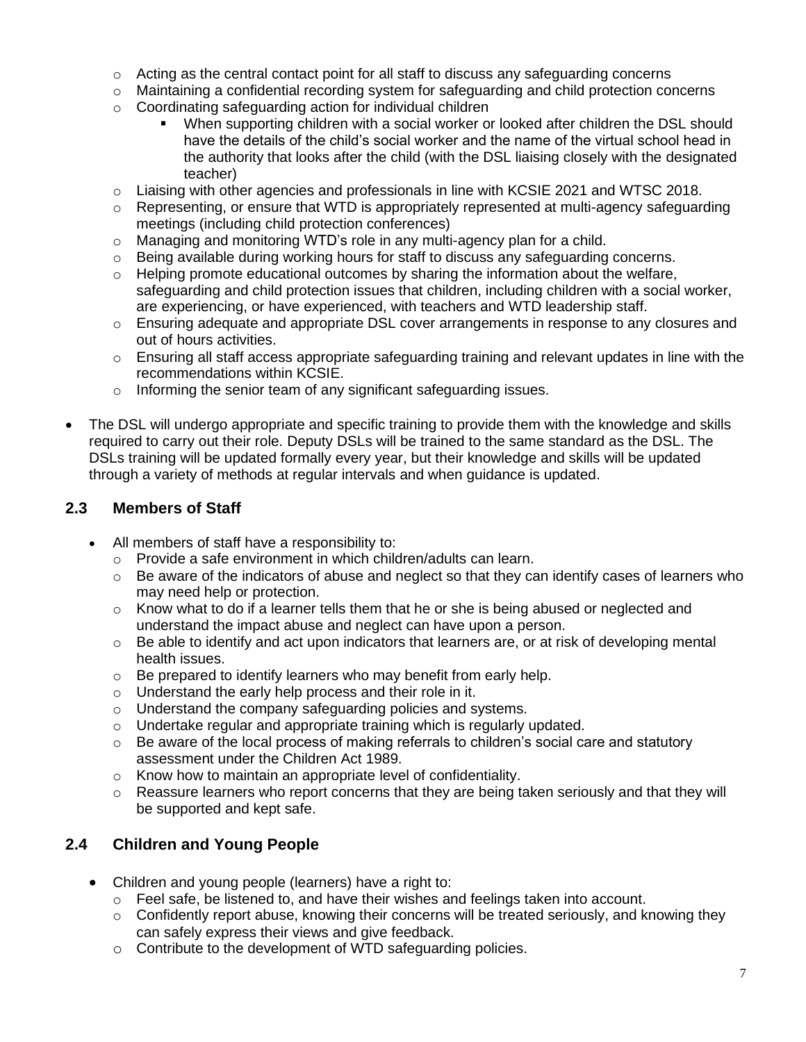- Acting as the central contact point for all staff to discuss any safeguarding concerns
  - Maintaining a confidential recording system for safeguarding and child protection concerns
  - Coordinating safeguarding action for individual children
    - When supporting children with a social worker or looked after children the DSL should have the details of the child's social worker and the name of the virtual school head in the authority that looks after the child (with the DSL liaising closely with the designated teacher)
  - Liaising with other agencies and professionals in line with KCSIE 2021 and WTSC 2018.
  - Representing, or ensure that WTD is appropriately represented at multi-agency safeguarding meetings (including child protection conferences)
  - Managing and monitoring WTD's role in any multi-agency plan for a child.
  - Being available during working hours for staff to discuss any safeguarding concerns.
  - Helping promote educational outcomes by sharing the information about the welfare, safeguarding and child protection issues that children, including children with a social worker, are experiencing, or have experienced, with teachers and WTD leadership staff.
  - Ensuring adequate and appropriate DSL cover arrangements in response to any closures and out of hours activities.
  - Ensuring all staff access appropriate safeguarding training and relevant updates in line with the recommendations within KCSIE.
  - Informing the senior team of any significant safeguarding issues.

- The DSL will undergo appropriate and specific training to provide them with the knowledge and skills required to carry out their role. Deputy DSLs will be trained to the same standard as the DSL. The DSLs training will be updated formally every year, but their knowledge and skills will be updated through a variety of methods at regular intervals and when guidance is updated.

## 2.3 Members of Staff

- All members of staff have a responsibility to:
  - Provide a safe environment in which children/adults can learn.
  - Be aware of the indicators of abuse and neglect so that they can identify cases of learners who may need help or protection.
  - Know what to do if a learner tells them that he or she is being abused or neglected and understand the impact abuse and neglect can have upon a person.
  - Be able to identify and act upon indicators that learners are, or at risk of developing mental health issues.
  - Be prepared to identify learners who may benefit from early help.
  - Understand the early help process and their role in it.
  - Understand the company safeguarding policies and systems.
  - Undertake regular and appropriate training which is regularly updated.
  - Be aware of the local process of making referrals to children's social care and statutory assessment under the Children Act 1989.
  - Know how to maintain an appropriate level of confidentiality.
  - Reassure learners who report concerns that they are being taken seriously and that they will be supported and kept safe.

## 2.4 Children and Young People

- Children and young people (learners) have a right to:
  - Feel safe, be listened to, and have their wishes and feelings taken into account.
  - Confidently report abuse, knowing their concerns will be treated seriously, and knowing they can safely express their views and give feedback.
  - Contribute to the development of WTD safeguarding policies.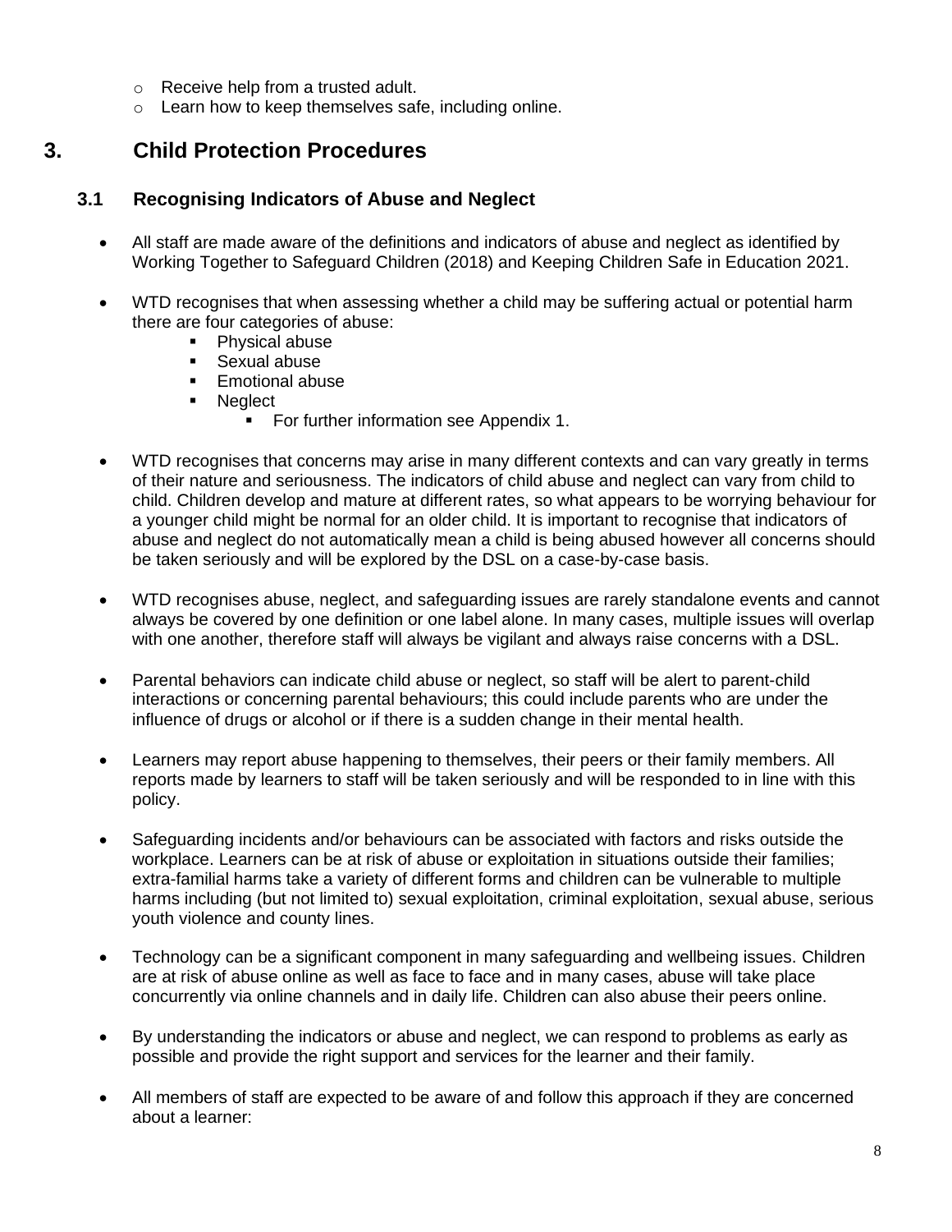- Receive help from a trusted adult.
- Learn how to keep themselves safe, including online.

# 3. Child Protection Procedures

## 3.1 Recognising Indicators of Abuse and Neglect

- All staff are made aware of the definitions and indicators of abuse and neglect as identified by Working Together to Safeguard Children (2018) and Keeping Children Safe in Education 2021.

- WTD recognises that when assessing whether a child may be suffering actual or potential harm there are four categories of abuse:
  - Physical abuse
  - Sexual abuse
  - Emotional abuse
  - Neglect
    - For further information see Appendix 1.

- WTD recognises that concerns may arise in many different contexts and can vary greatly in terms of their nature and seriousness. The indicators of child abuse and neglect can vary from child to child. Children develop and mature at different rates, so what appears to be worrying behaviour for a younger child might be normal for an older child. It is important to recognise that indicators of abuse and neglect do not automatically mean a child is being abused however all concerns should be taken seriously and will be explored by the DSL on a case-by-case basis.

- WTD recognises abuse, neglect, and safeguarding issues are rarely standalone events and cannot always be covered by one definition or one label alone. In many cases, multiple issues will overlap with one another, therefore staff will always be vigilant and always raise concerns with a DSL.

- Parental behaviors can indicate child abuse or neglect, so staff will be alert to parent-child interactions or concerning parental behaviours; this could include parents who are under the influence of drugs or alcohol or if there is a sudden change in their mental health.

- Learners may report abuse happening to themselves, their peers or their family members. All reports made by learners to staff will be taken seriously and will be responded to in line with this policy.

- Safeguarding incidents and/or behaviours can be associated with factors and risks outside the workplace. Learners can be at risk of abuse or exploitation in situations outside their families; extra-familial harms take a variety of different forms and children can be vulnerable to multiple harms including (but not limited to) sexual exploitation, criminal exploitation, sexual abuse, serious youth violence and county lines.

- Technology can be a significant component in many safeguarding and wellbeing issues. Children are at risk of abuse online as well as face to face and in many cases, abuse will take place concurrently via online channels and in daily life. Children can also abuse their peers online.

- By understanding the indicators or abuse and neglect, we can respond to problems as early as possible and provide the right support and services for the learner and their family.

- All members of staff are expected to be aware of and follow this approach if they are concerned about a learner: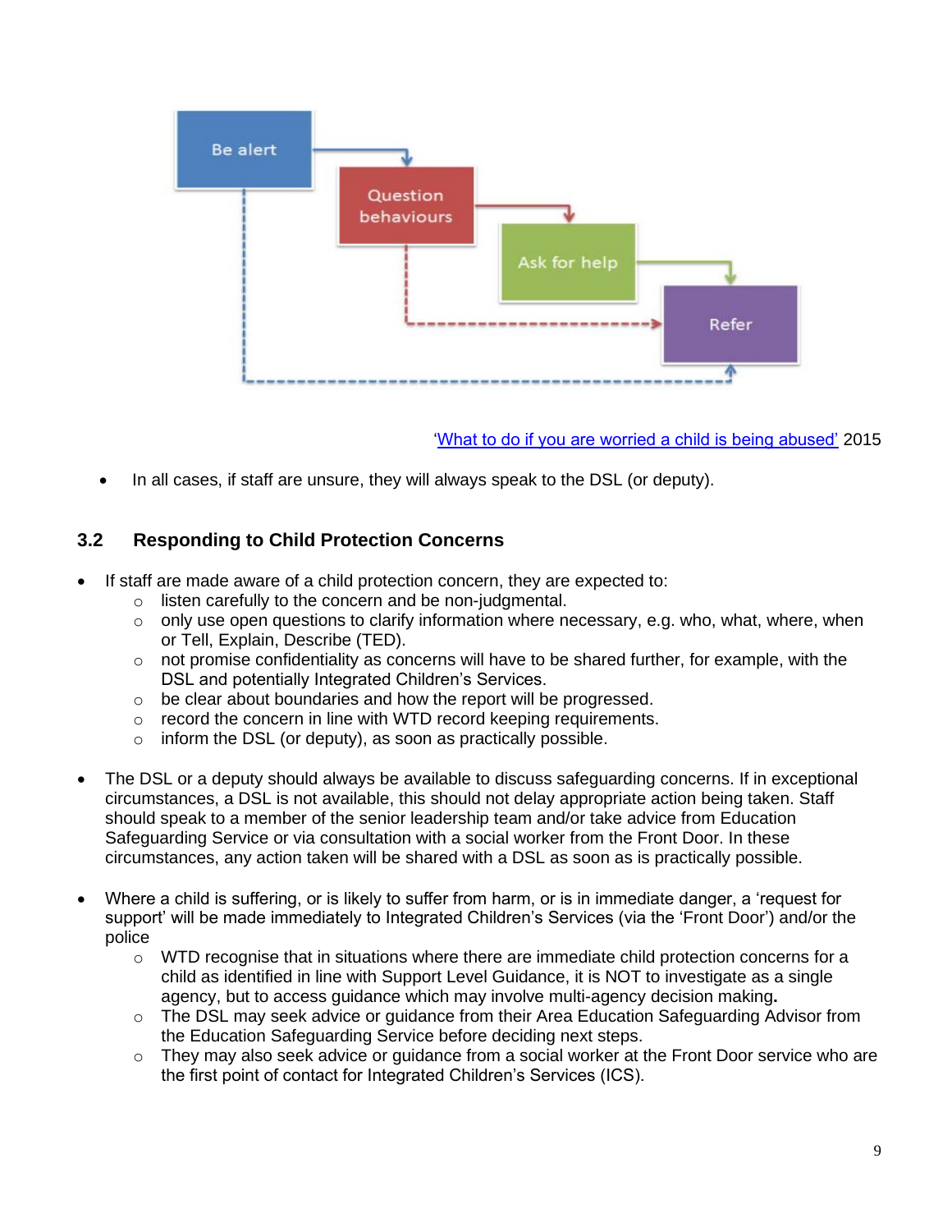Be alert

Question behaviours

Ask for help

Refer

'What to do if you are worried a child is being abused' 2015

- In all cases, if staff are unsure, they will always speak to the DSL (or deputy).

## 3.2 Responding to Child Protection Concerns

- If staff are made aware of a child protection concern, they are expected to:
  - listen carefully to the concern and be non-judgmental.
  - only use open questions to clarify information where necessary, e.g. who, what, where, when or Tell, Explain, Describe (TED).
  - not promise confidentiality as concerns will have to be shared further, for example, with the DSL and potentially Integrated Children's Services.
  - be clear about boundaries and how the report will be progressed.
  - record the concern in line with WTD record keeping requirements.
  - inform the DSL (or deputy), as soon as practically possible.

- The DSL or a deputy should always be available to discuss safeguarding concerns. If in exceptional circumstances, a DSL is not available, this should not delay appropriate action being taken. Staff should speak to a member of the senior leadership team and/or take advice from Education Safeguarding Service or via consultation with a social worker from the Front Door. In these circumstances, any action taken will be shared with a DSL as soon as is practically possible.

- Where a child is suffering, or is likely to suffer from harm, or is in immediate danger, a 'request for support' will be made immediately to Integrated Children's Services (via the 'Front Door') and/or the police
  - WTD recognise that in situations where there are immediate child protection concerns for a child as identified in line with Support Level Guidance, it is NOT to investigate as a single agency, but to access guidance which may involve multi-agency decision making**.**
  - The DSL may seek advice or guidance from their Area Education Safeguarding Advisor from the Education Safeguarding Service before deciding next steps.
  - They may also seek advice or guidance from a social worker at the Front Door service who are the first point of contact for Integrated Children's Services (ICS).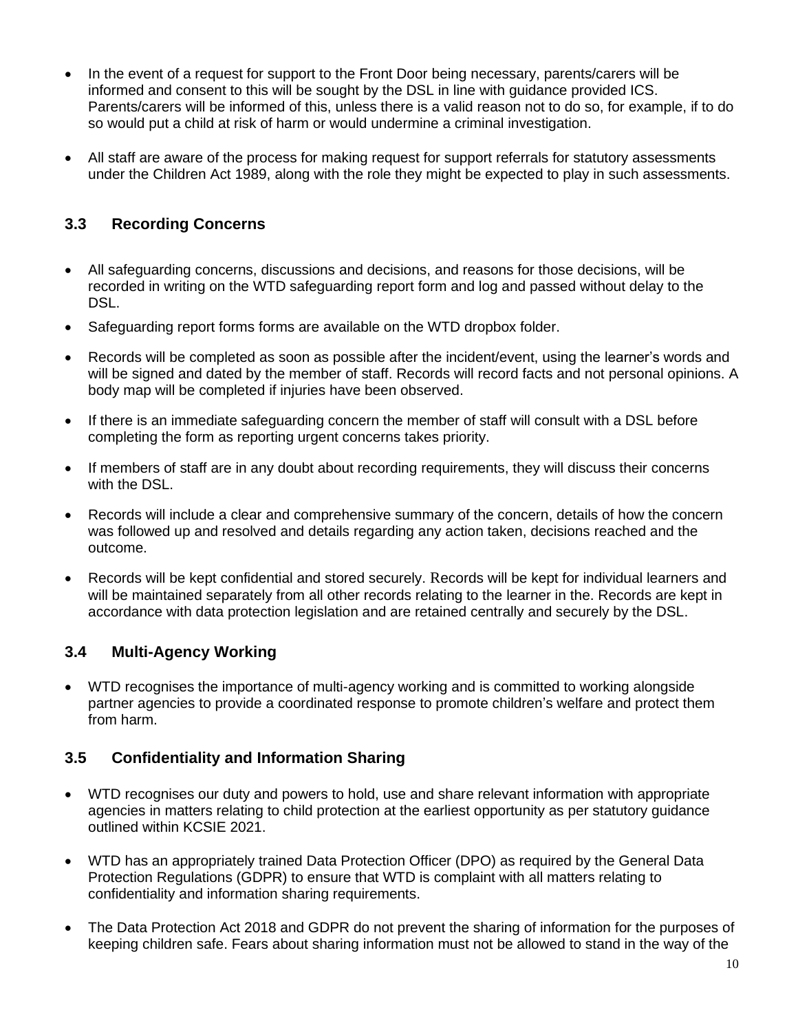- In the event of a request for support to the Front Door being necessary, parents/carers will be informed and consent to this will be sought by the DSL in line with guidance provided ICS. Parents/carers will be informed of this, unless there is a valid reason not to do so, for example, if to do so would put a child at risk of harm or would undermine a criminal investigation.

- All staff are aware of the process for making request for support referrals for statutory assessments under the Children Act 1989, along with the role they might be expected to play in such assessments.

## 3.3 Recording Concerns

- All safeguarding concerns, discussions and decisions, and reasons for those decisions, will be recorded in writing on the WTD safeguarding report form and log and passed without delay to the DSL.
- Safeguarding report forms forms are available on the WTD dropbox folder.
- Records will be completed as soon as possible after the incident/event, using the learner's words and will be signed and dated by the member of staff. Records will record facts and not personal opinions. A body map will be completed if injuries have been observed.
- If there is an immediate safeguarding concern the member of staff will consult with a DSL before completing the form as reporting urgent concerns takes priority.
- If members of staff are in any doubt about recording requirements, they will discuss their concerns with the DSL.
- Records will include a clear and comprehensive summary of the concern, details of how the concern was followed up and resolved and details regarding any action taken, decisions reached and the outcome.
- Records will be kept confidential and stored securely. Records will be kept for individual learners and will be maintained separately from all other records relating to the learner in the. Records are kept in accordance with data protection legislation and are retained centrally and securely by the DSL.

## 3.4 Multi-Agency Working

- WTD recognises the importance of multi-agency working and is committed to working alongside partner agencies to provide a coordinated response to promote children's welfare and protect them from harm.

## 3.5 Confidentiality and Information Sharing

- WTD recognises our duty and powers to hold, use and share relevant information with appropriate agencies in matters relating to child protection at the earliest opportunity as per statutory guidance outlined within KCSIE 2021.

- WTD has an appropriately trained Data Protection Officer (DPO) as required by the General Data Protection Regulations (GDPR) to ensure that WTD is complaint with all matters relating to confidentiality and information sharing requirements.

- The Data Protection Act 2018 and GDPR do not prevent the sharing of information for the purposes of keeping children safe. Fears about sharing information must not be allowed to stand in the way of the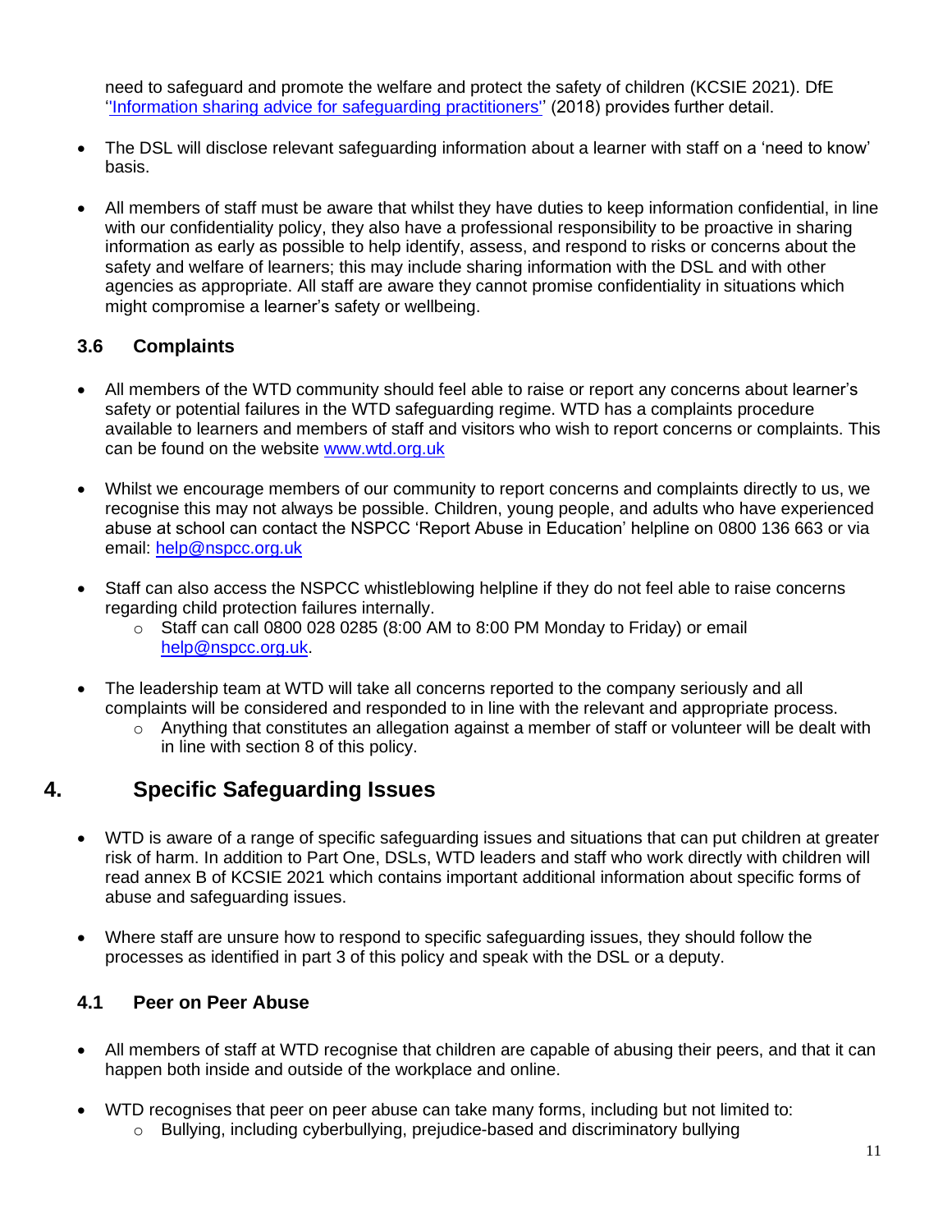need to safeguard and promote the welfare and protect the safety of children (KCSIE 2021). DfE ''[Information sharing advice for safeguarding practitioners](#)'' (2018) provides further detail.

- The DSL will disclose relevant safeguarding information about a learner with staff on a 'need to know' basis.

- All members of staff must be aware that whilst they have duties to keep information confidential, in line with our confidentiality policy, they also have a professional responsibility to be proactive in sharing information as early as possible to help identify, assess, and respond to risks or concerns about the safety and welfare of learners; this may include sharing information with the DSL and with other agencies as appropriate. All staff are aware they cannot promise confidentiality in situations which might compromise a learner's safety or wellbeing.

### 3.6 Complaints

- All members of the WTD community should feel able to raise or report any concerns about learner's safety or potential failures in the WTD safeguarding regime. WTD has a complaints procedure available to learners and members of staff and visitors who wish to report concerns or complaints. This can be found on the website www.wtd.org.uk

- Whilst we encourage members of our community to report concerns and complaints directly to us, we recognise this may not always be possible. Children, young people, and adults who have experienced abuse at school can contact the NSPCC 'Report Abuse in Education' helpline on 0800 136 663 or via email: help@nspcc.org.uk

- Staff can also access the NSPCC whistleblowing helpline if they do not feel able to raise concerns regarding child protection failures internally.
  - Staff can call 0800 028 0285 (8:00 AM to 8:00 PM Monday to Friday) or email help@nspcc.org.uk.

- The leadership team at WTD will take all concerns reported to the company seriously and all complaints will be considered and responded to in line with the relevant and appropriate process.
  - Anything that constitutes an allegation against a member of staff or volunteer will be dealt with in line with section 8 of this policy.

## 4. Specific Safeguarding Issues

- WTD is aware of a range of specific safeguarding issues and situations that can put children at greater risk of harm. In addition to Part One, DSLs, WTD leaders and staff who work directly with children will read annex B of KCSIE 2021 which contains important additional information about specific forms of abuse and safeguarding issues.

- Where staff are unsure how to respond to specific safeguarding issues, they should follow the processes as identified in part 3 of this policy and speak with the DSL or a deputy.

### 4.1 Peer on Peer Abuse

- All members of staff at WTD recognise that children are capable of abusing their peers, and that it can happen both inside and outside of the workplace and online.

- WTD recognises that peer on peer abuse can take many forms, including but not limited to:
  - Bullying, including cyberbullying, prejudice-based and discriminatory bullying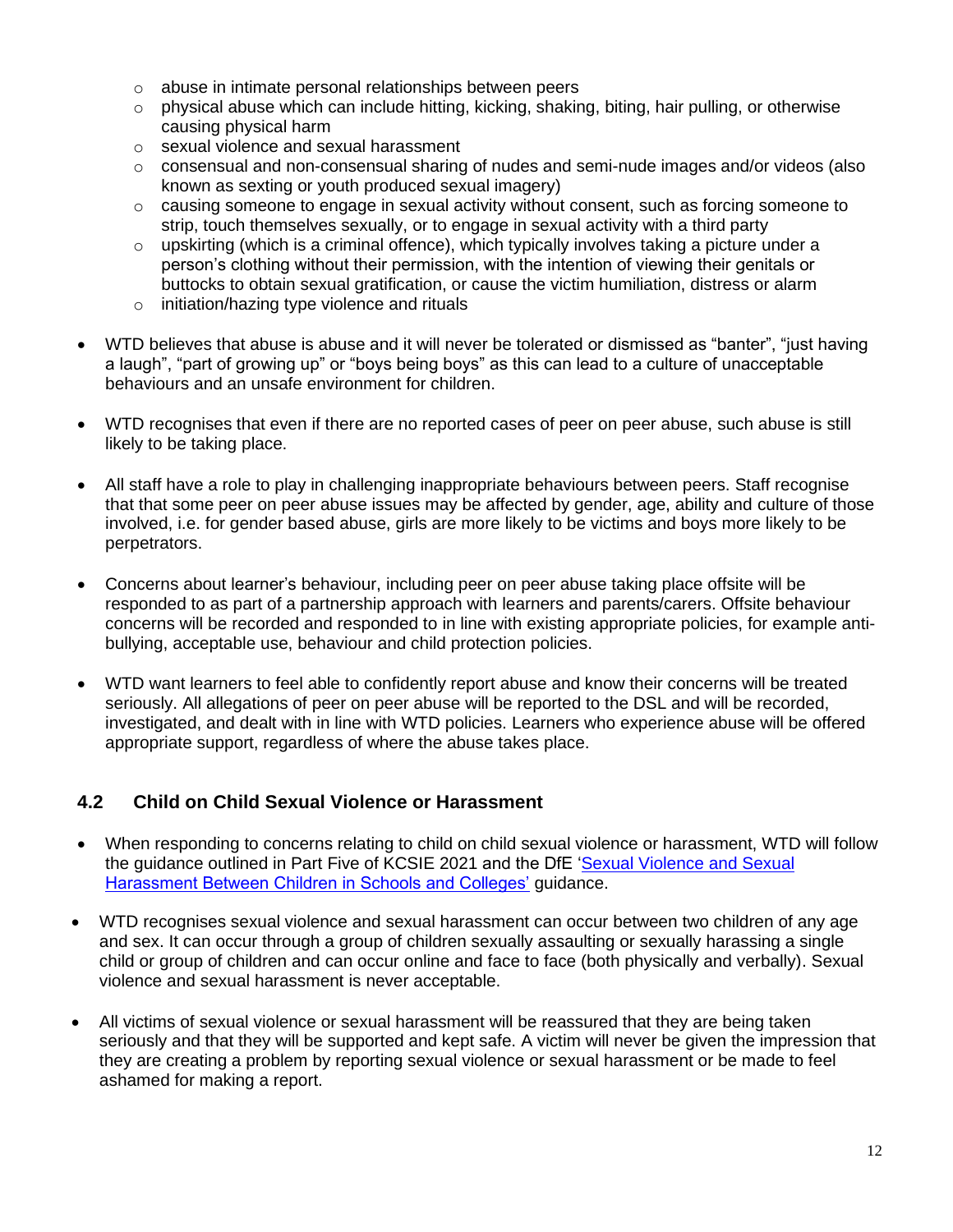- abuse in intimate personal relationships between peers
  - physical abuse which can include hitting, kicking, shaking, biting, hair pulling, or otherwise causing physical harm
  - sexual violence and sexual harassment
  - consensual and non-consensual sharing of nudes and semi-nude images and/or videos (also known as sexting or youth produced sexual imagery)
  - causing someone to engage in sexual activity without consent, such as forcing someone to strip, touch themselves sexually, or to engage in sexual activity with a third party
  - upskirting (which is a criminal offence), which typically involves taking a picture under a person's clothing without their permission, with the intention of viewing their genitals or buttocks to obtain sexual gratification, or cause the victim humiliation, distress or alarm
  - initiation/hazing type violence and rituals

- WTD believes that abuse is abuse and it will never be tolerated or dismissed as "banter", "just having a laugh", "part of growing up" or "boys being boys" as this can lead to a culture of unacceptable behaviours and an unsafe environment for children.

- WTD recognises that even if there are no reported cases of peer on peer abuse, such abuse is still likely to be taking place.

- All staff have a role to play in challenging inappropriate behaviours between peers. Staff recognise that that some peer on peer abuse issues may be affected by gender, age, ability and culture of those involved, i.e. for gender based abuse, girls are more likely to be victims and boys more likely to be perpetrators.

- Concerns about learner's behaviour, including peer on peer abuse taking place offsite will be responded to as part of a partnership approach with learners and parents/carers. Offsite behaviour concerns will be recorded and responded to in line with existing appropriate policies, for example anti-bullying, acceptable use, behaviour and child protection policies.

- WTD want learners to feel able to confidently report abuse and know their concerns will be treated seriously. All allegations of peer on peer abuse will be reported to the DSL and will be recorded, investigated, and dealt with in line with WTD policies. Learners who experience abuse will be offered appropriate support, regardless of where the abuse takes place.

## 4.2 Child on Child Sexual Violence or Harassment

- When responding to concerns relating to child on child sexual violence or harassment, WTD will follow the guidance outlined in Part Five of KCSIE 2021 and the DfE 'Sexual Violence and Sexual Harassment Between Children in Schools and Colleges' guidance.

- WTD recognises sexual violence and sexual harassment can occur between two children of any age and sex. It can occur through a group of children sexually assaulting or sexually harassing a single child or group of children and can occur online and face to face (both physically and verbally). Sexual violence and sexual harassment is never acceptable.

- All victims of sexual violence or sexual harassment will be reassured that they are being taken seriously and that they will be supported and kept safe. A victim will never be given the impression that they are creating a problem by reporting sexual violence or sexual harassment or be made to feel ashamed for making a report.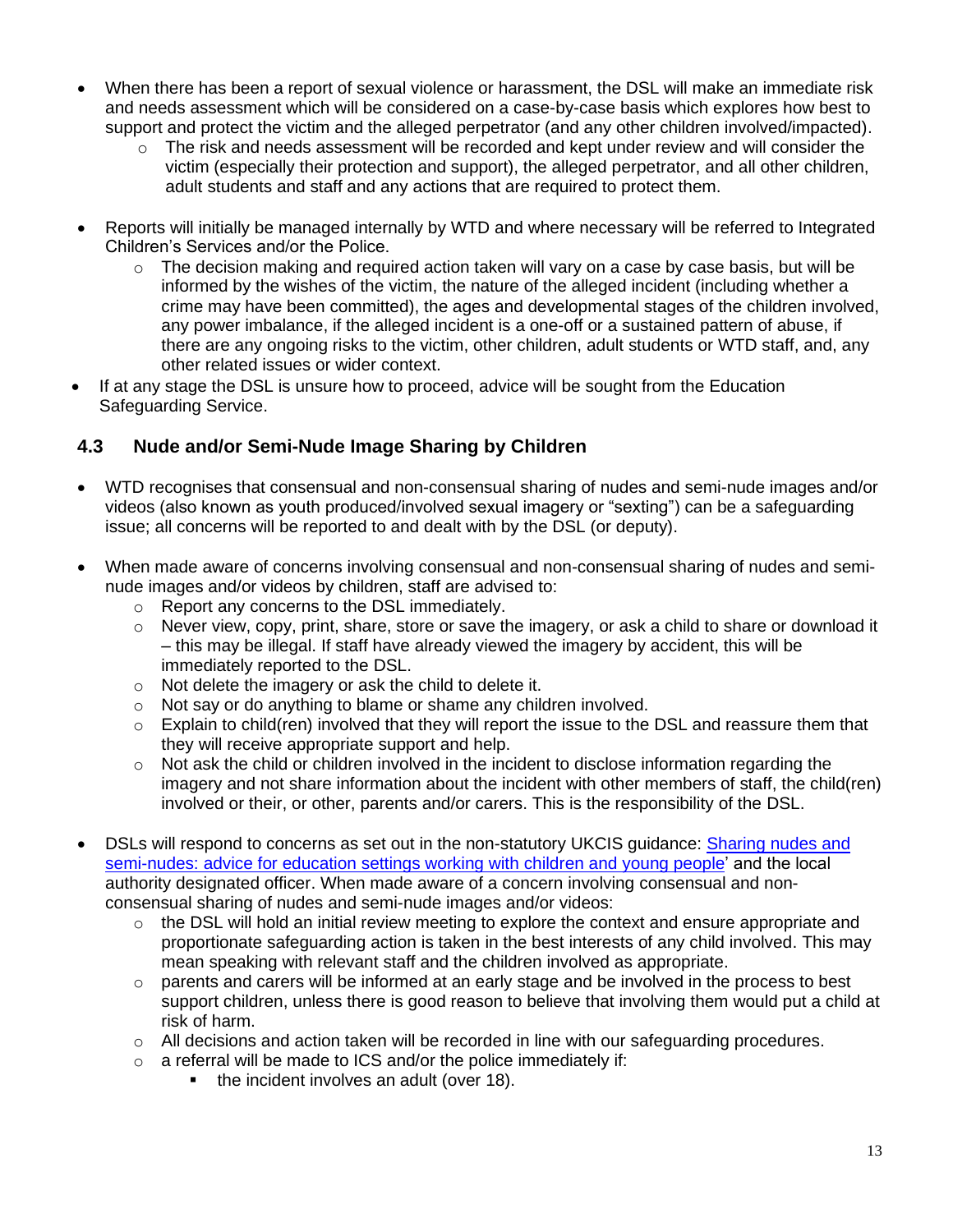- When there has been a report of sexual violence or harassment, the DSL will make an immediate risk and needs assessment which will be considered on a case-by-case basis which explores how best to support and protect the victim and the alleged perpetrator (and any other children involved/impacted).
  - The risk and needs assessment will be recorded and kept under review and will consider the victim (especially their protection and support), the alleged perpetrator, and all other children, adult students and staff and any actions that are required to protect them.

- Reports will initially be managed internally by WTD and where necessary will be referred to Integrated Children's Services and/or the Police.
  - The decision making and required action taken will vary on a case by case basis, but will be informed by the wishes of the victim, the nature of the alleged incident (including whether a crime may have been committed), the ages and developmental stages of the children involved, any power imbalance, if the alleged incident is a one-off or a sustained pattern of abuse, if there are any ongoing risks to the victim, other children, adult students or WTD staff, and, any other related issues or wider context.
- If at any stage the DSL is unsure how to proceed, advice will be sought from the Education Safeguarding Service.

## 4.3 Nude and/or Semi-Nude Image Sharing by Children

- WTD recognises that consensual and non-consensual sharing of nudes and semi-nude images and/or videos (also known as youth produced/involved sexual imagery or "sexting") can be a safeguarding issue; all concerns will be reported to and dealt with by the DSL (or deputy).

- When made aware of concerns involving consensual and non-consensual sharing of nudes and semi-nude images and/or videos by children, staff are advised to:
  - Report any concerns to the DSL immediately.
  - Never view, copy, print, share, store or save the imagery, or ask a child to share or download it – this may be illegal. If staff have already viewed the imagery by accident, this will be immediately reported to the DSL.
  - Not delete the imagery or ask the child to delete it.
  - Not say or do anything to blame or shame any children involved.
  - Explain to child(ren) involved that they will report the issue to the DSL and reassure them that they will receive appropriate support and help.
  - Not ask the child or children involved in the incident to disclose information regarding the imagery and not share information about the incident with other members of staff, the child(ren) involved or their, or other, parents and/or carers. This is the responsibility of the DSL.

- DSLs will respond to concerns as set out in the non-statutory UKCIS guidance: Sharing nudes and semi-nudes: advice for education settings working with children and young people' and the local authority designated officer. When made aware of a concern involving consensual and non-consensual sharing of nudes and semi-nude images and/or videos:
  - the DSL will hold an initial review meeting to explore the context and ensure appropriate and proportionate safeguarding action is taken in the best interests of any child involved. This may mean speaking with relevant staff and the children involved as appropriate.
  - parents and carers will be informed at an early stage and be involved in the process to best support children, unless there is good reason to believe that involving them would put a child at risk of harm.
  - All decisions and action taken will be recorded in line with our safeguarding procedures.
  - a referral will be made to ICS and/or the police immediately if:
    - the incident involves an adult (over 18).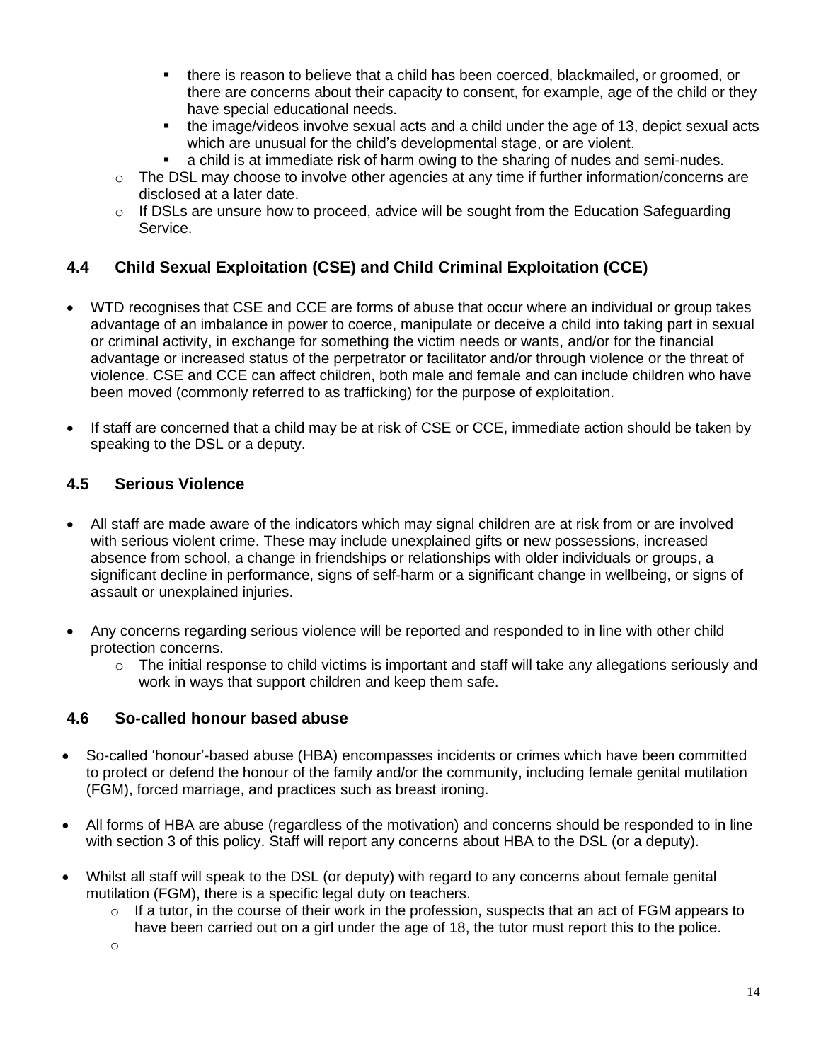- there is reason to believe that a child has been coerced, blackmailed, or groomed, or there are concerns about their capacity to consent, for example, age of the child or they have special educational needs.
    - the image/videos involve sexual acts and a child under the age of 13, depict sexual acts which are unusual for the child's developmental stage, or are violent.
    - a child is at immediate risk of harm owing to the sharing of nudes and semi-nudes.
  - The DSL may choose to involve other agencies at any time if further information/concerns are disclosed at a later date.
  - If DSLs are unsure how to proceed, advice will be sought from the Education Safeguarding Service.

## 4.4 Child Sexual Exploitation (CSE) and Child Criminal Exploitation (CCE)

- WTD recognises that CSE and CCE are forms of abuse that occur where an individual or group takes advantage of an imbalance in power to coerce, manipulate or deceive a child into taking part in sexual or criminal activity, in exchange for something the victim needs or wants, and/or for the financial advantage or increased status of the perpetrator or facilitator and/or through violence or the threat of violence. CSE and CCE can affect children, both male and female and can include children who have been moved (commonly referred to as trafficking) for the purpose of exploitation.

- If staff are concerned that a child may be at risk of CSE or CCE, immediate action should be taken by speaking to the DSL or a deputy.

## 4.5 Serious Violence

- All staff are made aware of the indicators which may signal children are at risk from or are involved with serious violent crime. These may include unexplained gifts or new possessions, increased absence from school, a change in friendships or relationships with older individuals or groups, a significant decline in performance, signs of self-harm or a significant change in wellbeing, or signs of assault or unexplained injuries.

- Any concerns regarding serious violence will be reported and responded to in line with other child protection concerns.
  - The initial response to child victims is important and staff will take any allegations seriously and work in ways that support children and keep them safe.

## 4.6 So-called honour based abuse

- So-called 'honour'-based abuse (HBA) encompasses incidents or crimes which have been committed to protect or defend the honour of the family and/or the community, including female genital mutilation (FGM), forced marriage, and practices such as breast ironing.

- All forms of HBA are abuse (regardless of the motivation) and concerns should be responded to in line with section 3 of this policy. Staff will report any concerns about HBA to the DSL (or a deputy).

- Whilst all staff will speak to the DSL (or deputy) with regard to any concerns about female genital mutilation (FGM), there is a specific legal duty on teachers.
  - If a tutor, in the course of their work in the profession, suspects that an act of FGM appears to have been carried out on a girl under the age of 18, the tutor must report this to the police.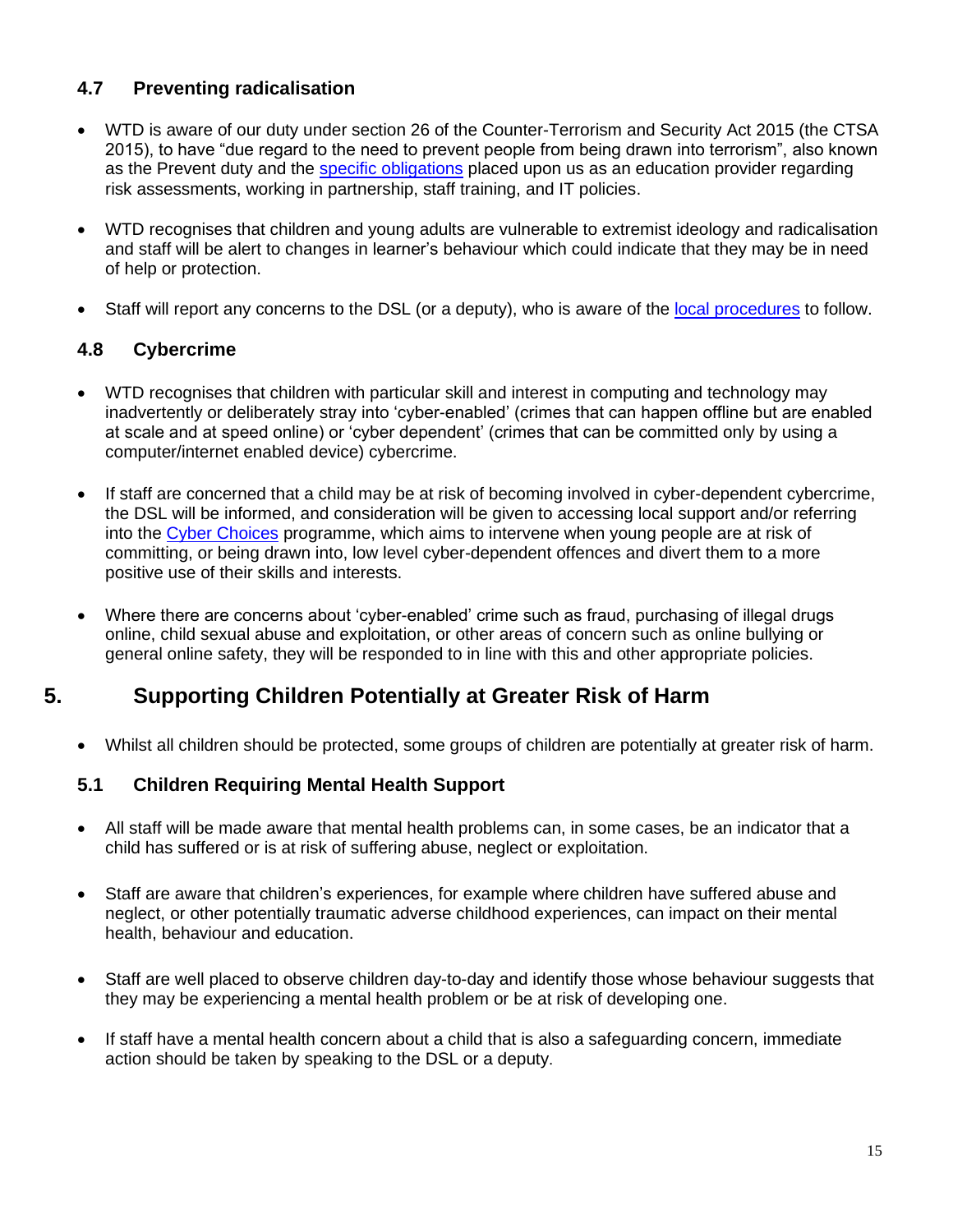### 4.7 Preventing radicalisation

- WTD is aware of our duty under section 26 of the Counter-Terrorism and Security Act 2015 (the CTSA 2015), to have "due regard to the need to prevent people from being drawn into terrorism", also known as the Prevent duty and the specific obligations placed upon us as an education provider regarding risk assessments, working in partnership, staff training, and IT policies.

- WTD recognises that children and young adults are vulnerable to extremist ideology and radicalisation and staff will be alert to changes in learner's behaviour which could indicate that they may be in need of help or protection.

- Staff will report any concerns to the DSL (or a deputy), who is aware of the local procedures to follow.

### 4.8 Cybercrime

- WTD recognises that children with particular skill and interest in computing and technology may inadvertently or deliberately stray into 'cyber-enabled' (crimes that can happen offline but are enabled at scale and at speed online) or 'cyber dependent' (crimes that can be committed only by using a computer/internet enabled device) cybercrime.

- If staff are concerned that a child may be at risk of becoming involved in cyber-dependent cybercrime, the DSL will be informed, and consideration will be given to accessing local support and/or referring into the Cyber Choices programme, which aims to intervene when young people are at risk of committing, or being drawn into, low level cyber-dependent offences and divert them to a more positive use of their skills and interests.

- Where there are concerns about 'cyber-enabled' crime such as fraud, purchasing of illegal drugs online, child sexual abuse and exploitation, or other areas of concern such as online bullying or general online safety, they will be responded to in line with this and other appropriate policies.

## 5. Supporting Children Potentially at Greater Risk of Harm

- Whilst all children should be protected, some groups of children are potentially at greater risk of harm.

### 5.1 Children Requiring Mental Health Support

- All staff will be made aware that mental health problems can, in some cases, be an indicator that a child has suffered or is at risk of suffering abuse, neglect or exploitation.

- Staff are aware that children's experiences, for example where children have suffered abuse and neglect, or other potentially traumatic adverse childhood experiences, can impact on their mental health, behaviour and education.

- Staff are well placed to observe children day-to-day and identify those whose behaviour suggests that they may be experiencing a mental health problem or be at risk of developing one.

- If staff have a mental health concern about a child that is also a safeguarding concern, immediate action should be taken by speaking to the DSL or a deputy.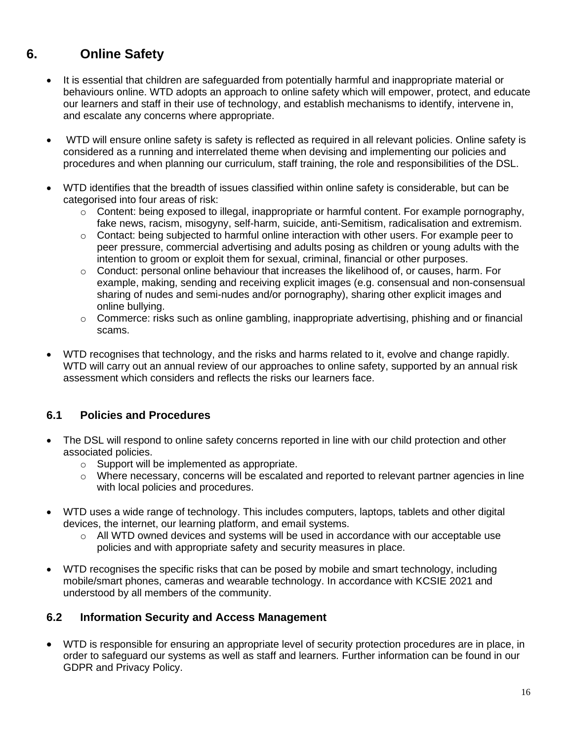# 6. Online Safety

- It is essential that children are safeguarded from potentially harmful and inappropriate material or behaviours online. WTD adopts an approach to online safety which will empower, protect, and educate our learners and staff in their use of technology, and establish mechanisms to identify, intervene in, and escalate any concerns where appropriate.

- WTD will ensure online safety is safety is reflected as required in all relevant policies. Online safety is considered as a running and interrelated theme when devising and implementing our policies and procedures and when planning our curriculum, staff training, the role and responsibilities of the DSL.

- WTD identifies that the breadth of issues classified within online safety is considerable, but can be categorised into four areas of risk:
  - Content: being exposed to illegal, inappropriate or harmful content. For example pornography, fake news, racism, misogyny, self-harm, suicide, anti-Semitism, radicalisation and extremism.
  - Contact: being subjected to harmful online interaction with other users. For example peer to peer pressure, commercial advertising and adults posing as children or young adults with the intention to groom or exploit them for sexual, criminal, financial or other purposes.
  - Conduct: personal online behaviour that increases the likelihood of, or causes, harm. For example, making, sending and receiving explicit images (e.g. consensual and non-consensual sharing of nudes and semi-nudes and/or pornography), sharing other explicit images and online bullying.
  - Commerce: risks such as online gambling, inappropriate advertising, phishing and or financial scams.

- WTD recognises that technology, and the risks and harms related to it, evolve and change rapidly. WTD will carry out an annual review of our approaches to online safety, supported by an annual risk assessment which considers and reflects the risks our learners face.

## 6.1 Policies and Procedures

- The DSL will respond to online safety concerns reported in line with our child protection and other associated policies.
  - Support will be implemented as appropriate.
  - Where necessary, concerns will be escalated and reported to relevant partner agencies in line with local policies and procedures.

- WTD uses a wide range of technology. This includes computers, laptops, tablets and other digital devices, the internet, our learning platform, and email systems.
  - All WTD owned devices and systems will be used in accordance with our acceptable use policies and with appropriate safety and security measures in place.

- WTD recognises the specific risks that can be posed by mobile and smart technology, including mobile/smart phones, cameras and wearable technology. In accordance with KCSIE 2021 and understood by all members of the community.

## 6.2 Information Security and Access Management

- WTD is responsible for ensuring an appropriate level of security protection procedures are in place, in order to safeguard our systems as well as staff and learners. Further information can be found in our GDPR and Privacy Policy.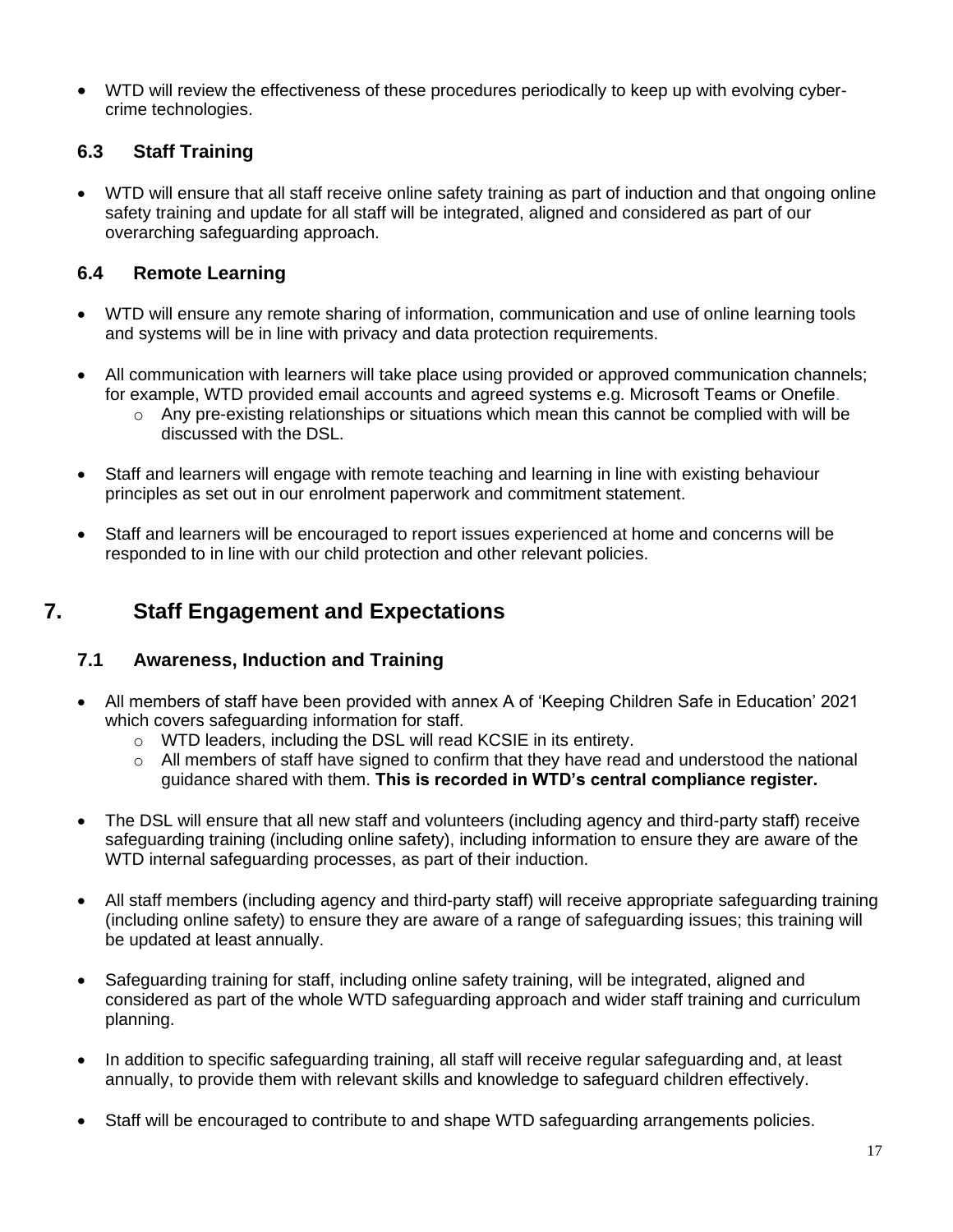- WTD will review the effectiveness of these procedures periodically to keep up with evolving cyber-crime technologies.

### 6.3 Staff Training

- WTD will ensure that all staff receive online safety training as part of induction and that ongoing online safety training and update for all staff will be integrated, aligned and considered as part of our overarching safeguarding approach.

### 6.4 Remote Learning

- WTD will ensure any remote sharing of information, communication and use of online learning tools and systems will be in line with privacy and data protection requirements.

- All communication with learners will take place using provided or approved communication channels; for example, WTD provided email accounts and agreed systems e.g. Microsoft Teams or Onefile.
  - Any pre-existing relationships or situations which mean this cannot be complied with will be discussed with the DSL.

- Staff and learners will engage with remote teaching and learning in line with existing behaviour principles as set out in our enrolment paperwork and commitment statement.

- Staff and learners will be encouraged to report issues experienced at home and concerns will be responded to in line with our child protection and other relevant policies.

## 7. Staff Engagement and Expectations

### 7.1 Awareness, Induction and Training

- All members of staff have been provided with annex A of 'Keeping Children Safe in Education' 2021 which covers safeguarding information for staff.
  - WTD leaders, including the DSL will read KCSIE in its entirety.
  - All members of staff have signed to confirm that they have read and understood the national guidance shared with them. **This is recorded in WTD's central compliance register.**

- The DSL will ensure that all new staff and volunteers (including agency and third-party staff) receive safeguarding training (including online safety), including information to ensure they are aware of the WTD internal safeguarding processes, as part of their induction.

- All staff members (including agency and third-party staff) will receive appropriate safeguarding training (including online safety) to ensure they are aware of a range of safeguarding issues; this training will be updated at least annually.

- Safeguarding training for staff, including online safety training, will be integrated, aligned and considered as part of the whole WTD safeguarding approach and wider staff training and curriculum planning.

- In addition to specific safeguarding training, all staff will receive regular safeguarding and, at least annually, to provide them with relevant skills and knowledge to safeguard children effectively.

- Staff will be encouraged to contribute to and shape WTD safeguarding arrangements policies.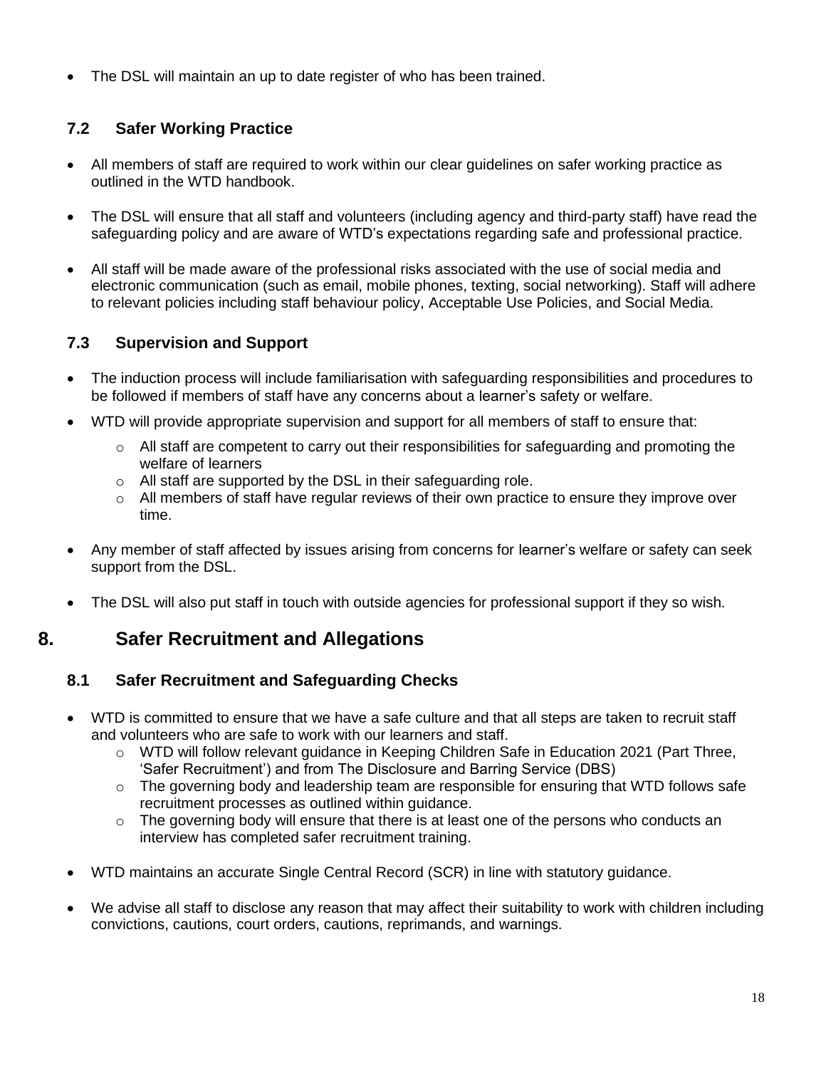- The DSL will maintain an up to date register of who has been trained.

### 7.2 Safer Working Practice

- All members of staff are required to work within our clear guidelines on safer working practice as outlined in the WTD handbook.
- The DSL will ensure that all staff and volunteers (including agency and third-party staff) have read the safeguarding policy and are aware of WTD's expectations regarding safe and professional practice.
- All staff will be made aware of the professional risks associated with the use of social media and electronic communication (such as email, mobile phones, texting, social networking). Staff will adhere to relevant policies including staff behaviour policy, Acceptable Use Policies, and Social Media.

### 7.3 Supervision and Support

- The induction process will include familiarisation with safeguarding responsibilities and procedures to be followed if members of staff have any concerns about a learner's safety or welfare.
- WTD will provide appropriate supervision and support for all members of staff to ensure that:
    - All staff are competent to carry out their responsibilities for safeguarding and promoting the welfare of learners
    - All staff are supported by the DSL in their safeguarding role.
    - All members of staff have regular reviews of their own practice to ensure they improve over time.
- Any member of staff affected by issues arising from concerns for learner's welfare or safety can seek support from the DSL.
- The DSL will also put staff in touch with outside agencies for professional support if they so wish.

## 8. Safer Recruitment and Allegations

### 8.1 Safer Recruitment and Safeguarding Checks

- WTD is committed to ensure that we have a safe culture and that all steps are taken to recruit staff and volunteers who are safe to work with our learners and staff.
    - WTD will follow relevant guidance in Keeping Children Safe in Education 2021 (Part Three, 'Safer Recruitment') and from The Disclosure and Barring Service (DBS)
    - The governing body and leadership team are responsible for ensuring that WTD follows safe recruitment processes as outlined within guidance.
    - The governing body will ensure that there is at least one of the persons who conducts an interview has completed safer recruitment training.
- WTD maintains an accurate Single Central Record (SCR) in line with statutory guidance.
- We advise all staff to disclose any reason that may affect their suitability to work with children including convictions, cautions, court orders, cautions, reprimands, and warnings.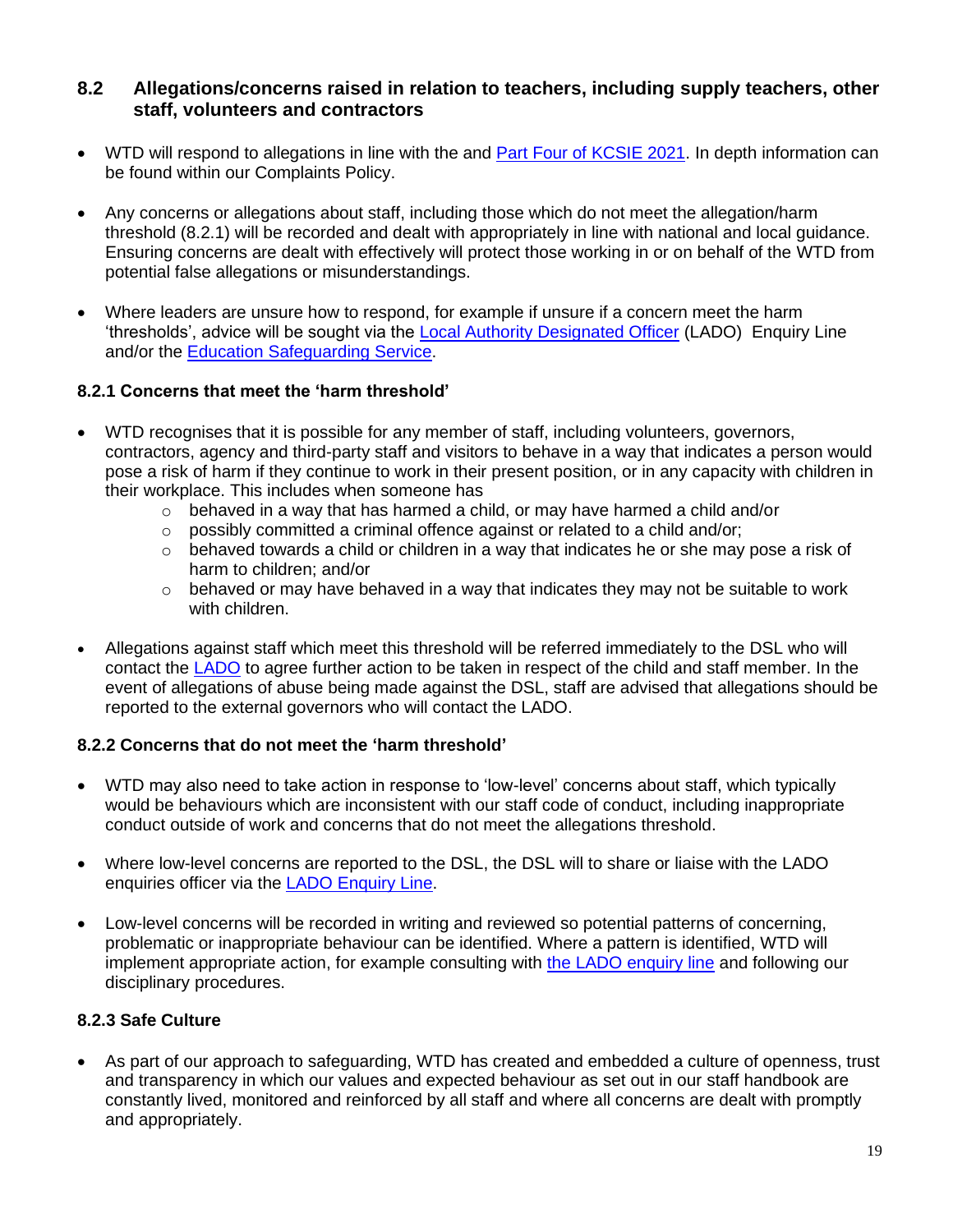## 8.2 Allegations/concerns raised in relation to teachers, including supply teachers, other staff, volunteers and contractors

- WTD will respond to allegations in line with the and Part Four of KCSIE 2021. In depth information can be found within our Complaints Policy.
- Any concerns or allegations about staff, including those which do not meet the allegation/harm threshold (8.2.1) will be recorded and dealt with appropriately in line with national and local guidance. Ensuring concerns are dealt with effectively will protect those working in or on behalf of the WTD from potential false allegations or misunderstandings.
- Where leaders are unsure how to respond, for example if unsure if a concern meet the harm 'thresholds', advice will be sought via the Local Authority Designated Officer (LADO) Enquiry Line and/or the Education Safeguarding Service.

### 8.2.1 Concerns that meet the 'harm threshold'

- WTD recognises that it is possible for any member of staff, including volunteers, governors, contractors, agency and third-party staff and visitors to behave in a way that indicates a person would pose a risk of harm if they continue to work in their present position, or in any capacity with children in their workplace. This includes when someone has
    - behaved in a way that has harmed a child, or may have harmed a child and/or
    - possibly committed a criminal offence against or related to a child and/or;
    - behaved towards a child or children in a way that indicates he or she may pose a risk of harm to children; and/or
    - behaved or may have behaved in a way that indicates they may not be suitable to work with children.
- Allegations against staff which meet this threshold will be referred immediately to the DSL who will contact the LADO to agree further action to be taken in respect of the child and staff member. In the event of allegations of abuse being made against the DSL, staff are advised that allegations should be reported to the external governors who will contact the LADO.

### 8.2.2 Concerns that do not meet the 'harm threshold'

- WTD may also need to take action in response to 'low-level' concerns about staff, which typically would be behaviours which are inconsistent with our staff code of conduct, including inappropriate conduct outside of work and concerns that do not meet the allegations threshold.
- Where low-level concerns are reported to the DSL, the DSL will to share or liaise with the LADO enquiries officer via the LADO Enquiry Line.
- Low-level concerns will be recorded in writing and reviewed so potential patterns of concerning, problematic or inappropriate behaviour can be identified. Where a pattern is identified, WTD will implement appropriate action, for example consulting with the LADO enquiry line and following our disciplinary procedures.

### 8.2.3 Safe Culture

- As part of our approach to safeguarding, WTD has created and embedded a culture of openness, trust and transparency in which our values and expected behaviour as set out in our staff handbook are constantly lived, monitored and reinforced by all staff and where all concerns are dealt with promptly and appropriately.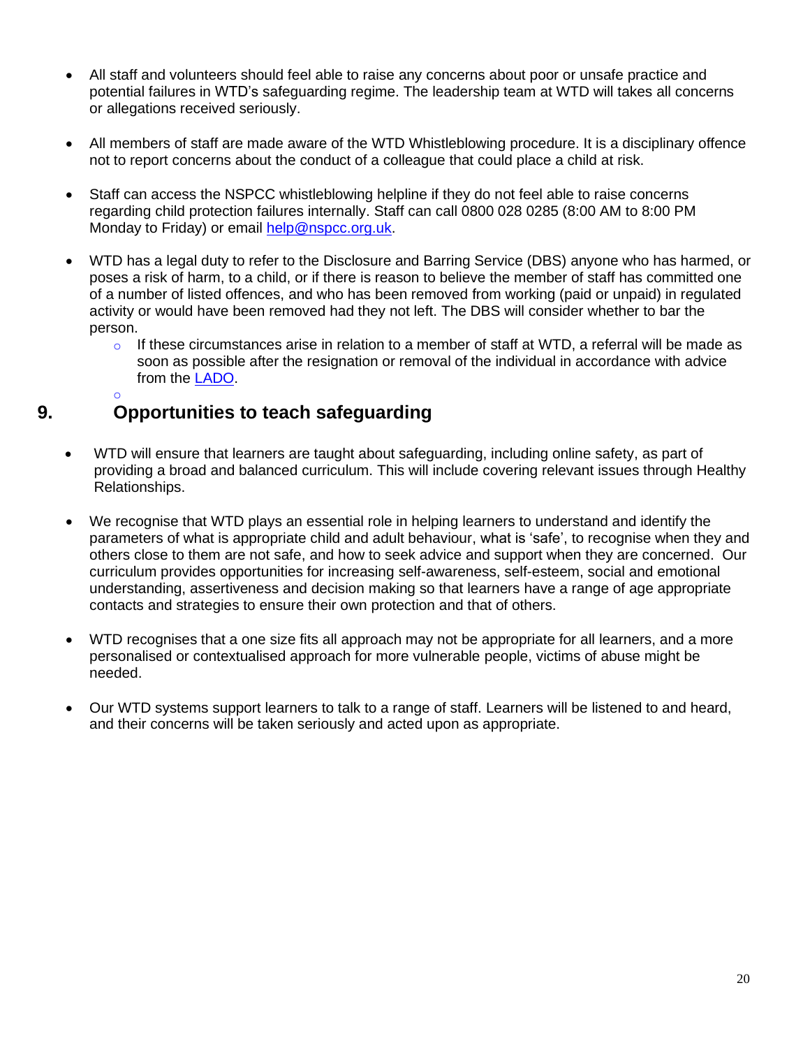- All staff and volunteers should feel able to raise any concerns about poor or unsafe practice and potential failures in WTD's safeguarding regime. The leadership team at WTD will takes all concerns or allegations received seriously.

- All members of staff are made aware of the WTD Whistleblowing procedure. It is a disciplinary offence not to report concerns about the conduct of a colleague that could place a child at risk.

- Staff can access the NSPCC whistleblowing helpline if they do not feel able to raise concerns regarding child protection failures internally. Staff can call 0800 028 0285 (8:00 AM to 8:00 PM Monday to Friday) or email [help@nspcc.org.uk](mailto:help@nspcc.org.uk).

- WTD has a legal duty to refer to the Disclosure and Barring Service (DBS) anyone who has harmed, or poses a risk of harm, to a child, or if there is reason to believe the member of staff has committed one of a number of listed offences, and who has been removed from working (paid or unpaid) in regulated activity or would have been removed had they not left. The DBS will consider whether to bar the person.
  - If these circumstances arise in relation to a member of staff at WTD, a referral will be made as soon as possible after the resignation or removal of the individual in accordance with advice from the LADO.

## 9. Opportunities to teach safeguarding

- WTD will ensure that learners are taught about safeguarding, including online safety, as part of providing a broad and balanced curriculum. This will include covering relevant issues through Healthy Relationships.

- We recognise that WTD plays an essential role in helping learners to understand and identify the parameters of what is appropriate child and adult behaviour, what is 'safe', to recognise when they and others close to them are not safe, and how to seek advice and support when they are concerned. Our curriculum provides opportunities for increasing self-awareness, self-esteem, social and emotional understanding, assertiveness and decision making so that learners have a range of age appropriate contacts and strategies to ensure their own protection and that of others.

- WTD recognises that a one size fits all approach may not be appropriate for all learners, and a more personalised or contextualised approach for more vulnerable people, victims of abuse might be needed.

- Our WTD systems support learners to talk to a range of staff. Learners will be listened to and heard, and their concerns will be taken seriously and acted upon as appropriate.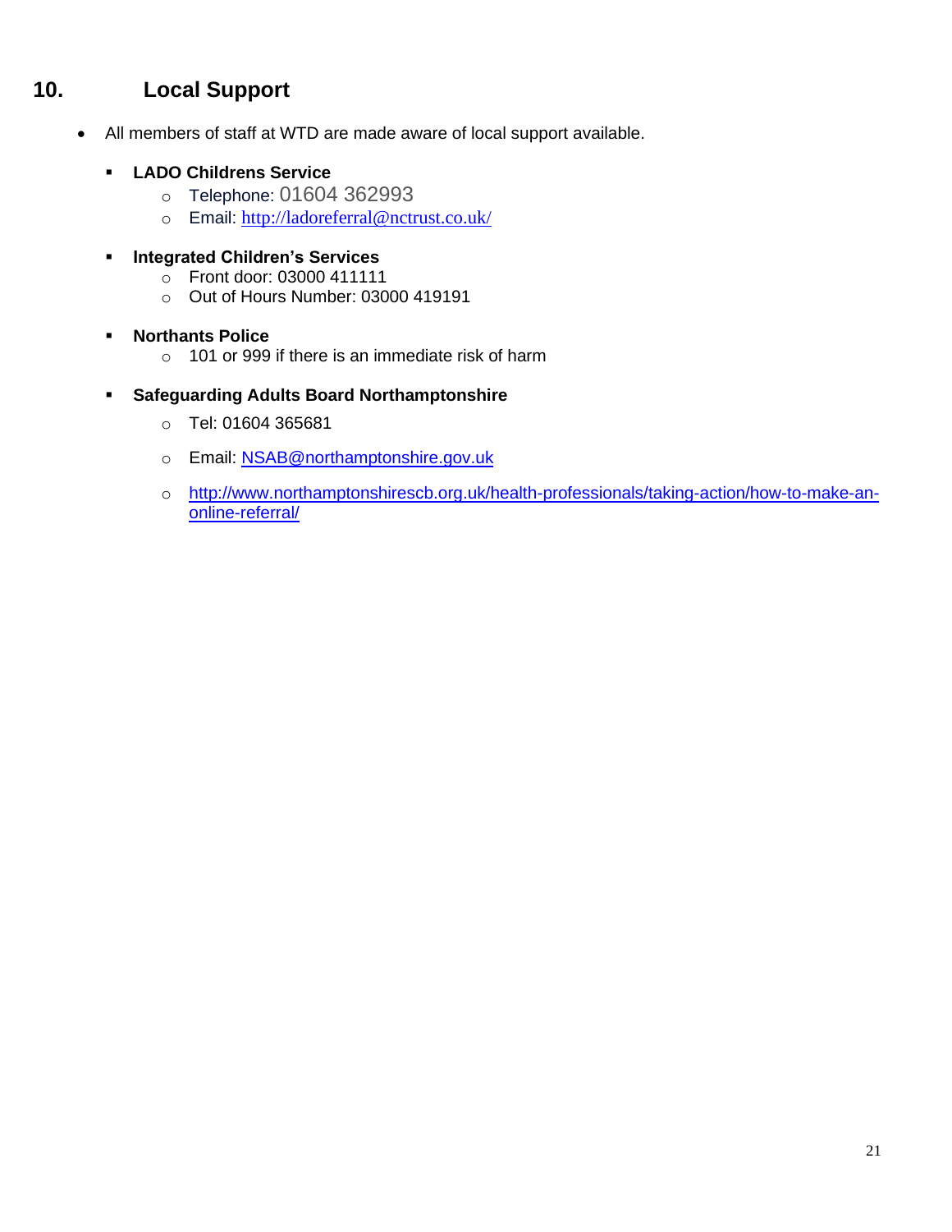## 10. Local Support

- All members of staff at WTD are made aware of local support available.
  - **LADO Childrens Service**
    - Telephone: 01604 362993
    - Email: http://ladoreferral@nctrust.co.uk/
  - **Integrated Children's Services**
    - Front door: 03000 411111
    - Out of Hours Number: 03000 419191
  - **Northants Police**
    - 101 or 999 if there is an immediate risk of harm
  - **Safeguarding Adults Board Northamptonshire**
    - Tel: 01604 365681
    - Email: NSAB@northamptonshire.gov.uk
    - http://www.northamptonshirescb.org.uk/health-professionals/taking-action/how-to-make-an-online-referral/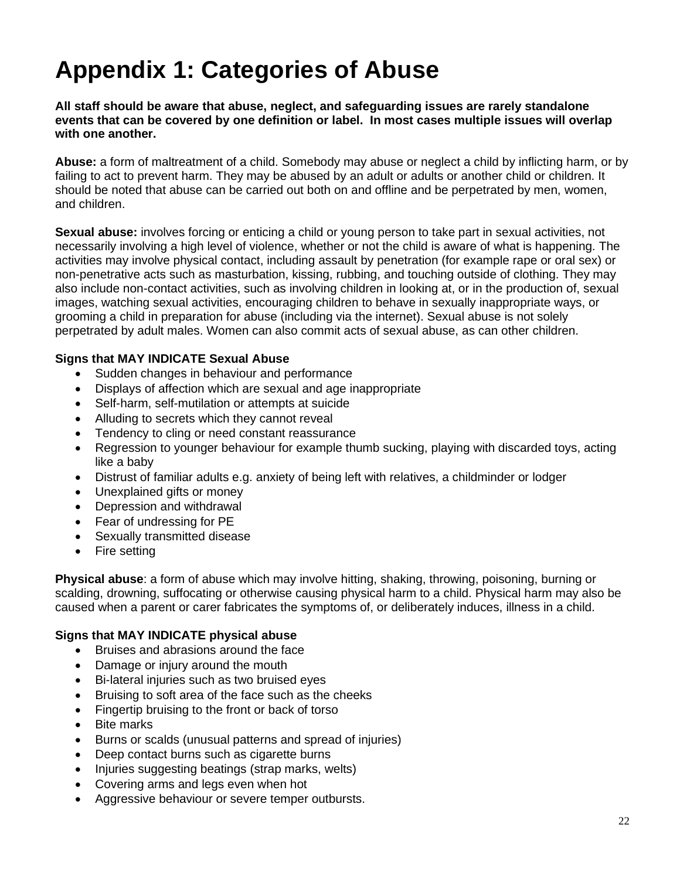# Appendix 1: Categories of Abuse

**All staff should be aware that abuse, neglect, and safeguarding issues are rarely standalone events that can be covered by one definition or label. In most cases multiple issues will overlap with one another.**

**Abuse:** a form of maltreatment of a child. Somebody may abuse or neglect a child by inflicting harm, or by failing to act to prevent harm. They may be abused by an adult or adults or another child or children. It should be noted that abuse can be carried out both on and offline and be perpetrated by men, women, and children.

**Sexual abuse:** involves forcing or enticing a child or young person to take part in sexual activities, not necessarily involving a high level of violence, whether or not the child is aware of what is happening. The activities may involve physical contact, including assault by penetration (for example rape or oral sex) or non-penetrative acts such as masturbation, kissing, rubbing, and touching outside of clothing. They may also include non-contact activities, such as involving children in looking at, or in the production of, sexual images, watching sexual activities, encouraging children to behave in sexually inappropriate ways, or grooming a child in preparation for abuse (including via the internet). Sexual abuse is not solely perpetrated by adult males. Women can also commit acts of sexual abuse, as can other children.

**Signs that MAY INDICATE Sexual Abuse**

- Sudden changes in behaviour and performance
- Displays of affection which are sexual and age inappropriate
- Self-harm, self-mutilation or attempts at suicide
- Alluding to secrets which they cannot reveal
- Tendency to cling or need constant reassurance
- Regression to younger behaviour for example thumb sucking, playing with discarded toys, acting like a baby
- Distrust of familiar adults e.g. anxiety of being left with relatives, a childminder or lodger
- Unexplained gifts or money
- Depression and withdrawal
- Fear of undressing for PE
- Sexually transmitted disease
- Fire setting

**Physical abuse**: a form of abuse which may involve hitting, shaking, throwing, poisoning, burning or scalding, drowning, suffocating or otherwise causing physical harm to a child. Physical harm may also be caused when a parent or carer fabricates the symptoms of, or deliberately induces, illness in a child.

**Signs that MAY INDICATE physical abuse**

- Bruises and abrasions around the face
- Damage or injury around the mouth
- Bi-lateral injuries such as two bruised eyes
- Bruising to soft area of the face such as the cheeks
- Fingertip bruising to the front or back of torso
- Bite marks
- Burns or scalds (unusual patterns and spread of injuries)
- Deep contact burns such as cigarette burns
- Injuries suggesting beatings (strap marks, welts)
- Covering arms and legs even when hot
- Aggressive behaviour or severe temper outbursts.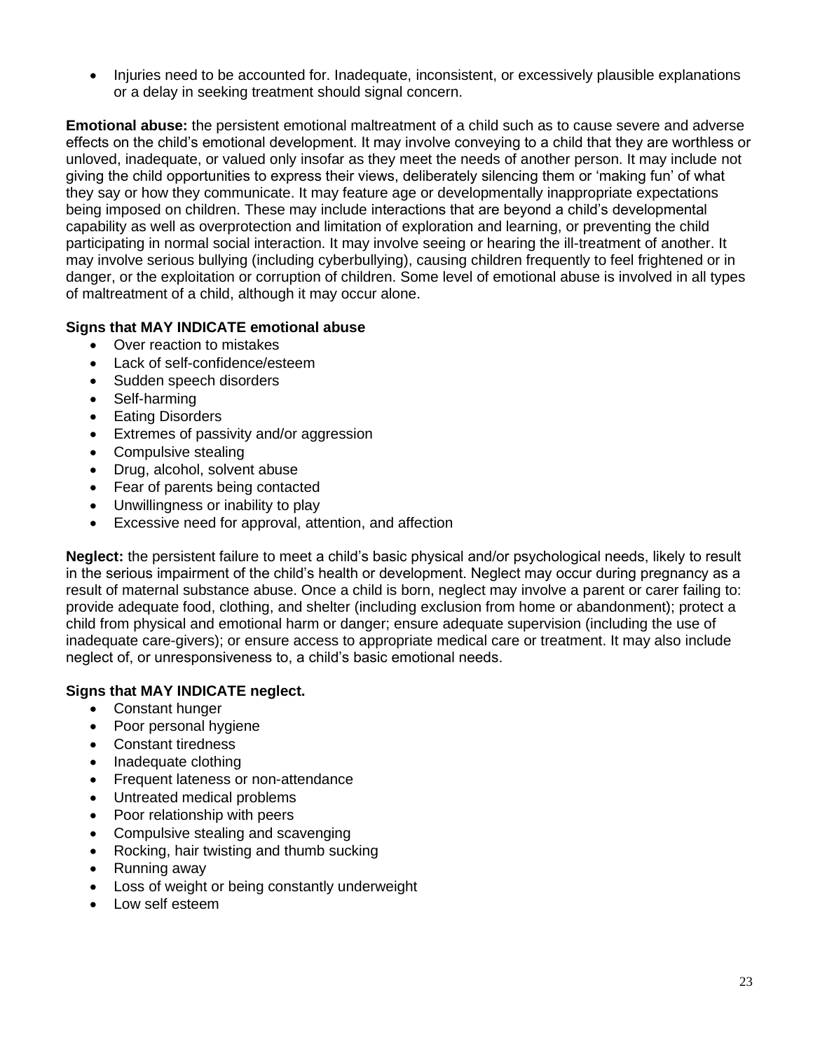- Injuries need to be accounted for. Inadequate, inconsistent, or excessively plausible explanations or a delay in seeking treatment should signal concern.

**Emotional abuse:** the persistent emotional maltreatment of a child such as to cause severe and adverse effects on the child's emotional development. It may involve conveying to a child that they are worthless or unloved, inadequate, or valued only insofar as they meet the needs of another person. It may include not giving the child opportunities to express their views, deliberately silencing them or 'making fun' of what they say or how they communicate. It may feature age or developmentally inappropriate expectations being imposed on children. These may include interactions that are beyond a child's developmental capability as well as overprotection and limitation of exploration and learning, or preventing the child participating in normal social interaction. It may involve seeing or hearing the ill-treatment of another. It may involve serious bullying (including cyberbullying), causing children frequently to feel frightened or in danger, or the exploitation or corruption of children. Some level of emotional abuse is involved in all types of maltreatment of a child, although it may occur alone.

**Signs that MAY INDICATE emotional abuse**

- Over reaction to mistakes
- Lack of self-confidence/esteem
- Sudden speech disorders
- Self-harming
- Eating Disorders
- Extremes of passivity and/or aggression
- Compulsive stealing
- Drug, alcohol, solvent abuse
- Fear of parents being contacted
- Unwillingness or inability to play
- Excessive need for approval, attention, and affection

**Neglect:** the persistent failure to meet a child's basic physical and/or psychological needs, likely to result in the serious impairment of the child's health or development. Neglect may occur during pregnancy as a result of maternal substance abuse. Once a child is born, neglect may involve a parent or carer failing to: provide adequate food, clothing, and shelter (including exclusion from home or abandonment); protect a child from physical and emotional harm or danger; ensure adequate supervision (including the use of inadequate care-givers); or ensure access to appropriate medical care or treatment. It may also include neglect of, or unresponsiveness to, a child's basic emotional needs.

**Signs that MAY INDICATE neglect.**

- Constant hunger
- Poor personal hygiene
- Constant tiredness
- Inadequate clothing
- Frequent lateness or non-attendance
- Untreated medical problems
- Poor relationship with peers
- Compulsive stealing and scavenging
- Rocking, hair twisting and thumb sucking
- Running away
- Loss of weight or being constantly underweight
- Low self esteem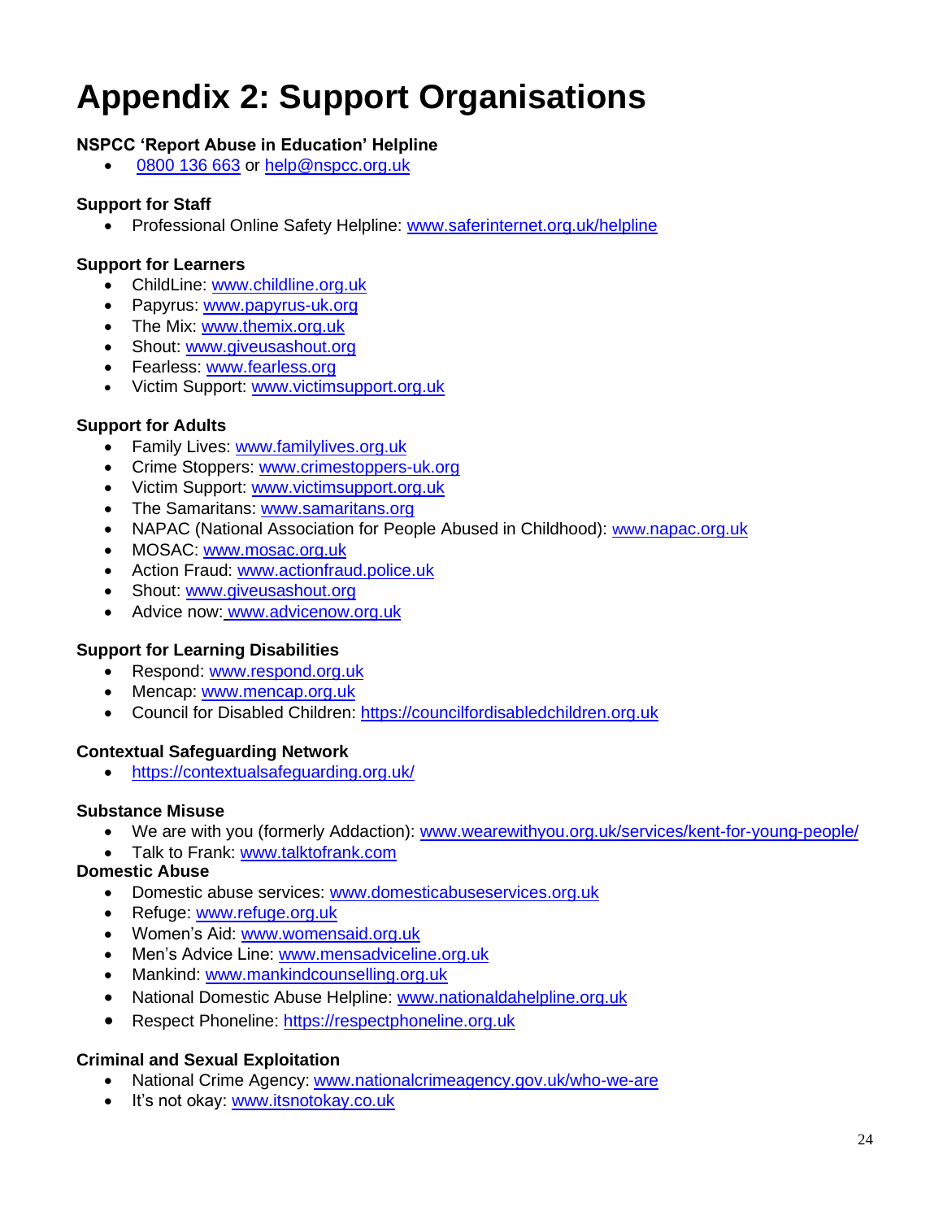# Appendix 2: Support Organisations

**NSPCC 'Report Abuse in Education' Helpline**

- 0800 136 663 or help@nspcc.org.uk

**Support for Staff**

- Professional Online Safety Helpline: www.saferinternet.org.uk/helpline

**Support for Learners**

- ChildLine: www.childline.org.uk
- Papyrus: www.papyrus-uk.org
- The Mix: www.themix.org.uk
- Shout: www.giveusashout.org
- Fearless: www.fearless.org
- Victim Support: www.victimsupport.org.uk

**Support for Adults**

- Family Lives: www.familylives.org.uk
- Crime Stoppers: www.crimestoppers-uk.org
- Victim Support: www.victimsupport.org.uk
- The Samaritans: www.samaritans.org
- NAPAC (National Association for People Abused in Childhood): www.napac.org.uk
- MOSAC: www.mosac.org.uk
- Action Fraud: www.actionfraud.police.uk
- Shout: www.giveusashout.org
- Advice now: www.advicenow.org.uk

**Support for Learning Disabilities**

- Respond: www.respond.org.uk
- Mencap: www.mencap.org.uk
- Council for Disabled Children: https://councilfordisabledchildren.org.uk

**Contextual Safeguarding Network**

- https://contextualsafeguarding.org.uk/

**Substance Misuse**

- We are with you (formerly Addaction): www.wearewithyou.org.uk/services/kent-for-young-people/
- Talk to Frank: www.talktofrank.com

**Domestic Abuse**

- Domestic abuse services: www.domesticabuseservices.org.uk
- Refuge: www.refuge.org.uk
- Women's Aid: www.womensaid.org.uk
- Men's Advice Line: www.mensadviceline.org.uk
- Mankind: www.mankindcounselling.org.uk
- National Domestic Abuse Helpline: www.nationaldahelpline.org.uk
- Respect Phoneline: https://respectphoneline.org.uk

**Criminal and Sexual Exploitation**

- National Crime Agency: www.nationalcrimeagency.gov.uk/who-we-are
- It's not okay: www.itsnotokay.co.uk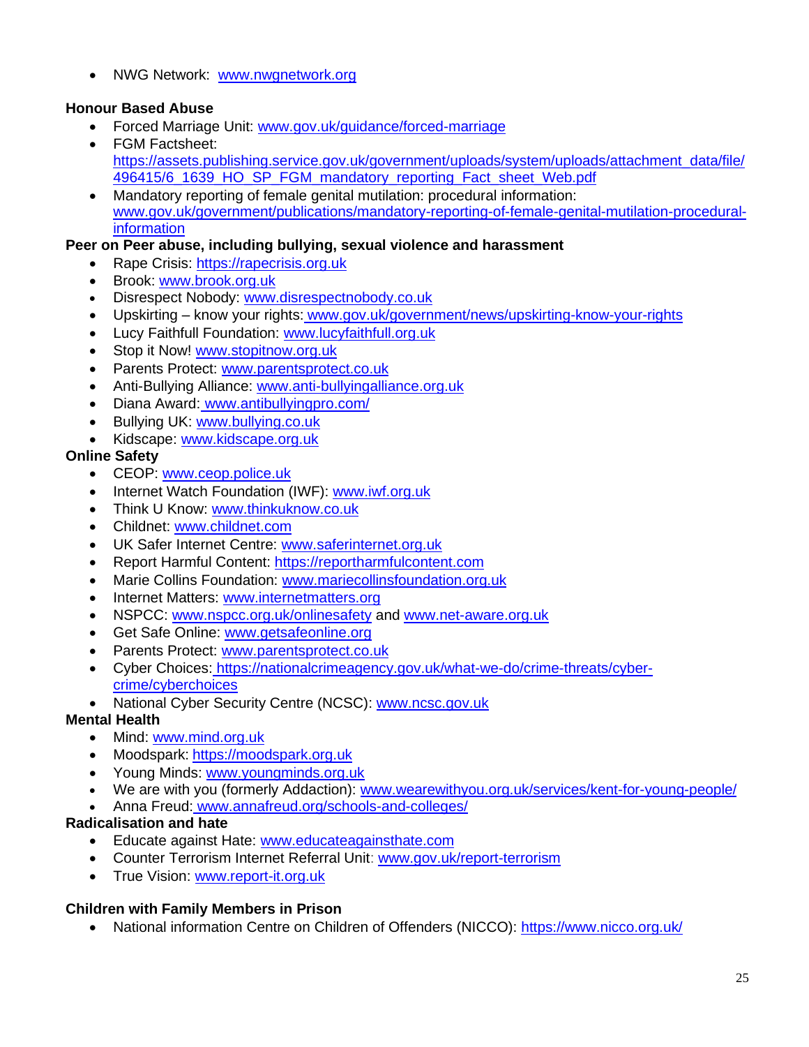- NWG Network: www.nwgnetwork.org

**Honour Based Abuse**

- Forced Marriage Unit: www.gov.uk/guidance/forced-marriage
- FGM Factsheet: https://assets.publishing.service.gov.uk/government/uploads/system/uploads/attachment_data/file/496415/6_1639_HO_SP_FGM_mandatory_reporting_Fact_sheet_Web.pdf
- Mandatory reporting of female genital mutilation: procedural information: www.gov.uk/government/publications/mandatory-reporting-of-female-genital-mutilation-procedural-information

**Peer on Peer abuse, including bullying, sexual violence and harassment**

- Rape Crisis: https://rapecrisis.org.uk
- Brook: www.brook.org.uk
- Disrespect Nobody: www.disrespectnobody.co.uk
- Upskirting – know your rights: www.gov.uk/government/news/upskirting-know-your-rights
- Lucy Faithfull Foundation: www.lucyfaithfull.org.uk
- Stop it Now! www.stopitnow.org.uk
- Parents Protect: www.parentsprotect.co.uk
- Anti-Bullying Alliance: www.anti-bullyingalliance.org.uk
- Diana Award: www.antibullyingpro.com/
- Bullying UK: www.bullying.co.uk
- Kidscape: www.kidscape.org.uk

**Online Safety**

- CEOP: www.ceop.police.uk
- Internet Watch Foundation (IWF): www.iwf.org.uk
- Think U Know: www.thinkuknow.co.uk
- Childnet: www.childnet.com
- UK Safer Internet Centre: www.saferinternet.org.uk
- Report Harmful Content: https://reportharmfulcontent.com
- Marie Collins Foundation: www.mariecollinsfoundation.org.uk
- Internet Matters: www.internetmatters.org
- NSPCC: www.nspcc.org.uk/onlinesafety and www.net-aware.org.uk
- Get Safe Online: www.getsafeonline.org
- Parents Protect: www.parentsprotect.co.uk
- Cyber Choices: https://nationalcrimeagency.gov.uk/what-we-do/crime-threats/cyber-crime/cyberchoices
- National Cyber Security Centre (NCSC): www.ncsc.gov.uk

**Mental Health**

- Mind: www.mind.org.uk
- Moodspark: https://moodspark.org.uk
- Young Minds: www.youngminds.org.uk
- We are with you (formerly Addaction): www.wearewithyou.org.uk/services/kent-for-young-people/
- Anna Freud: www.annafreud.org/schools-and-colleges/

**Radicalisation and hate**

- Educate against Hate: www.educateagainsthate.com
- Counter Terrorism Internet Referral Unit: www.gov.uk/report-terrorism
- True Vision: www.report-it.org.uk

**Children with Family Members in Prison**

- National information Centre on Children of Offenders (NICCO): https://www.nicco.org.uk/